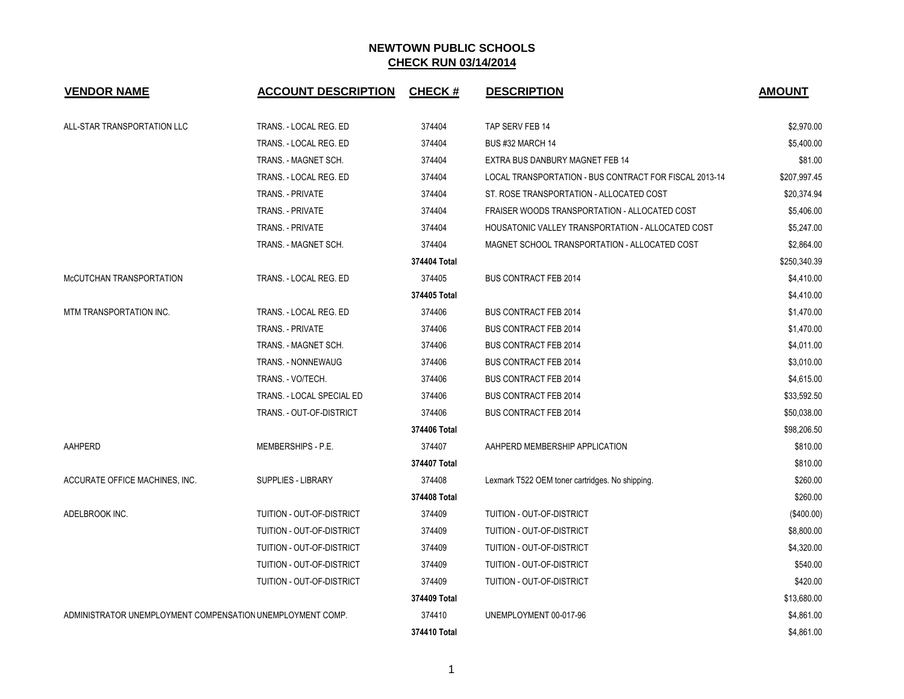# NEWTOWN PUBLIC SCHOOLS

## CHECK RUN 03/14/2014

| VENDOR NAME | ACCOUNT DESCRIPTION | CHECK # | DESCRIPTION | AMOUNT |
|---|---|---|---|---|
| ALL-STAR TRANSPORTATION LLC | TRANS. - LOCAL REG. ED | 374404 | TAP SERV FEB 14 | $2,970.00 |
| | TRANS. - LOCAL REG. ED | 374404 | BUS #32 MARCH 14 | $5,400.00 |
| | TRANS. - MAGNET SCH. | 374404 | EXTRA BUS DANBURY MAGNET FEB 14 | $81.00 |
| | TRANS. - LOCAL REG. ED | 374404 | LOCAL TRANSPORTATION - BUS CONTRACT FOR FISCAL 2013-14 | $207,997.45 |
| | TRANS. - PRIVATE | 374404 | ST. ROSE TRANSPORTATION - ALLOCATED COST | $20,374.94 |
| | TRANS. - PRIVATE | 374404 | FRAISER WOODS TRANSPORTATION - ALLOCATED COST | $5,406.00 |
| | TRANS. - PRIVATE | 374404 | HOUSATONIC VALLEY TRANSPORTATION - ALLOCATED COST | $5,247.00 |
| | TRANS. - MAGNET SCH. | 374404 | MAGNET SCHOOL TRANSPORTATION - ALLOCATED COST | $2,864.00 |
| | | **374404 Total** | | $250,340.39 |
| McCUTCHAN TRANSPORTATION | TRANS. - LOCAL REG. ED | 374405 | BUS CONTRACT FEB 2014 | $4,410.00 |
| | | **374405 Total** | | $4,410.00 |
| MTM TRANSPORTATION INC. | TRANS. - LOCAL REG. ED | 374406 | BUS CONTRACT FEB 2014 | $1,470.00 |
| | TRANS. - PRIVATE | 374406 | BUS CONTRACT FEB 2014 | $1,470.00 |
| | TRANS. - MAGNET SCH. | 374406 | BUS CONTRACT FEB 2014 | $4,011.00 |
| | TRANS. - NONNEWAUG | 374406 | BUS CONTRACT FEB 2014 | $3,010.00 |
| | TRANS. - VO/TECH. | 374406 | BUS CONTRACT FEB 2014 | $4,615.00 |
| | TRANS. - LOCAL SPECIAL ED | 374406 | BUS CONTRACT FEB 2014 | $33,592.50 |
| | TRANS. - OUT-OF-DISTRICT | 374406 | BUS CONTRACT FEB 2014 | $50,038.00 |
| | | **374406 Total** | | $98,206.50 |
| AAHPERD | MEMBERSHIPS - P.E. | 374407 | AAHPERD MEMBERSHIP APPLICATION | $810.00 |
| | | **374407 Total** | | $810.00 |
| ACCURATE OFFICE MACHINES, INC. | SUPPLIES - LIBRARY | 374408 | Lexmark T522 OEM toner cartridges. No shipping. | $260.00 |
| | | **374408 Total** | | $260.00 |
| ADELBROOK INC. | TUITION - OUT-OF-DISTRICT | 374409 | TUITION - OUT-OF-DISTRICT | ($400.00) |
| | TUITION - OUT-OF-DISTRICT | 374409 | TUITION - OUT-OF-DISTRICT | $8,800.00 |
| | TUITION - OUT-OF-DISTRICT | 374409 | TUITION - OUT-OF-DISTRICT | $4,320.00 |
| | TUITION - OUT-OF-DISTRICT | 374409 | TUITION - OUT-OF-DISTRICT | $540.00 |
| | TUITION - OUT-OF-DISTRICT | 374409 | TUITION - OUT-OF-DISTRICT | $420.00 |
| | | **374409 Total** | | $13,680.00 |
| ADMINISTRATOR UNEMPLOYMENT COMPENSATION | UNEMPLOYMENT COMP. | 374410 | UNEMPLOYMENT 00-017-96 | $4,861.00 |
| | | **374410 Total** | | $4,861.00 |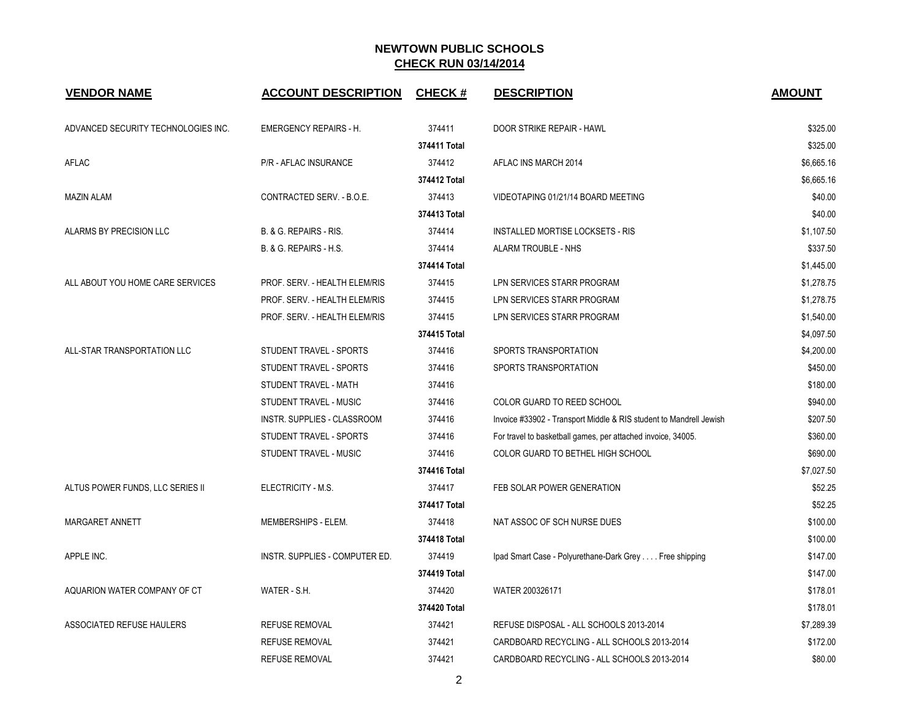## NEWTOWN PUBLIC SCHOOLS
## CHECK RUN 03/14/2014

| VENDOR NAME | ACCOUNT DESCRIPTION | CHECK # | DESCRIPTION | AMOUNT |
|---|---|---|---|---|
| ADVANCED SECURITY TECHNOLOGIES INC. | EMERGENCY REPAIRS - H. | 374411 | DOOR STRIKE REPAIR - HAWL | $325.00 |
| | | **374411 Total** | | $325.00 |
| AFLAC | P/R - AFLAC INSURANCE | 374412 | AFLAC INS MARCH 2014 | $6,665.16 |
| | | **374412 Total** | | $6,665.16 |
| MAZIN ALAM | CONTRACTED SERV. - B.O.E. | 374413 | VIDEOTAPING 01/21/14 BOARD MEETING | $40.00 |
| | | **374413 Total** | | $40.00 |
| ALARMS BY PRECISION LLC | B. & G. REPAIRS - RIS. | 374414 | INSTALLED MORTISE LOCKSETS - RIS | $1,107.50 |
| | B. & G. REPAIRS - H.S. | 374414 | ALARM TROUBLE - NHS | $337.50 |
| | | **374414 Total** | | $1,445.00 |
| ALL ABOUT YOU HOME CARE SERVICES | PROF. SERV. - HEALTH ELEM/RIS | 374415 | LPN SERVICES STARR PROGRAM | $1,278.75 |
| | PROF. SERV. - HEALTH ELEM/RIS | 374415 | LPN SERVICES STARR PROGRAM | $1,278.75 |
| | PROF. SERV. - HEALTH ELEM/RIS | 374415 | LPN SERVICES STARR PROGRAM | $1,540.00 |
| | | **374415 Total** | | $4,097.50 |
| ALL-STAR TRANSPORTATION LLC | STUDENT TRAVEL - SPORTS | 374416 | SPORTS TRANSPORTATION | $4,200.00 |
| | STUDENT TRAVEL - SPORTS | 374416 | SPORTS TRANSPORTATION | $450.00 |
| | STUDENT TRAVEL - MATH | 374416 | | $180.00 |
| | STUDENT TRAVEL - MUSIC | 374416 | COLOR GUARD TO REED SCHOOL | $940.00 |
| | INSTR. SUPPLIES - CLASSROOM | 374416 | Invoice #33902 - Transport Middle & RIS student to Mandrell Jewish | $207.50 |
| | STUDENT TRAVEL - SPORTS | 374416 | For travel to basketball games, per attached invoice, 34005. | $360.00 |
| | STUDENT TRAVEL - MUSIC | 374416 | COLOR GUARD TO BETHEL HIGH SCHOOL | $690.00 |
| | | **374416 Total** | | $7,027.50 |
| ALTUS POWER FUNDS, LLC SERIES II | ELECTRICITY - M.S. | 374417 | FEB SOLAR POWER GENERATION | $52.25 |
| | | **374417 Total** | | $52.25 |
| MARGARET ANNETT | MEMBERSHIPS - ELEM. | 374418 | NAT ASSOC OF SCH NURSE DUES | $100.00 |
| | | **374418 Total** | | $100.00 |
| APPLE INC. | INSTR. SUPPLIES - COMPUTER ED. | 374419 | Ipad Smart Case - Polyurethane-Dark Grey . . . . Free shipping | $147.00 |
| | | **374419 Total** | | $147.00 |
| AQUARION WATER COMPANY OF CT | WATER - S.H. | 374420 | WATER 200326171 | $178.01 |
| | | **374420 Total** | | $178.01 |
| ASSOCIATED REFUSE HAULERS | REFUSE REMOVAL | 374421 | REFUSE DISPOSAL - ALL SCHOOLS 2013-2014 | $7,289.39 |
| | REFUSE REMOVAL | 374421 | CARDBOARD RECYCLING - ALL SCHOOLS 2013-2014 | $172.00 |
| | REFUSE REMOVAL | 374421 | CARDBOARD RECYCLING - ALL SCHOOLS 2013-2014 | $80.00 |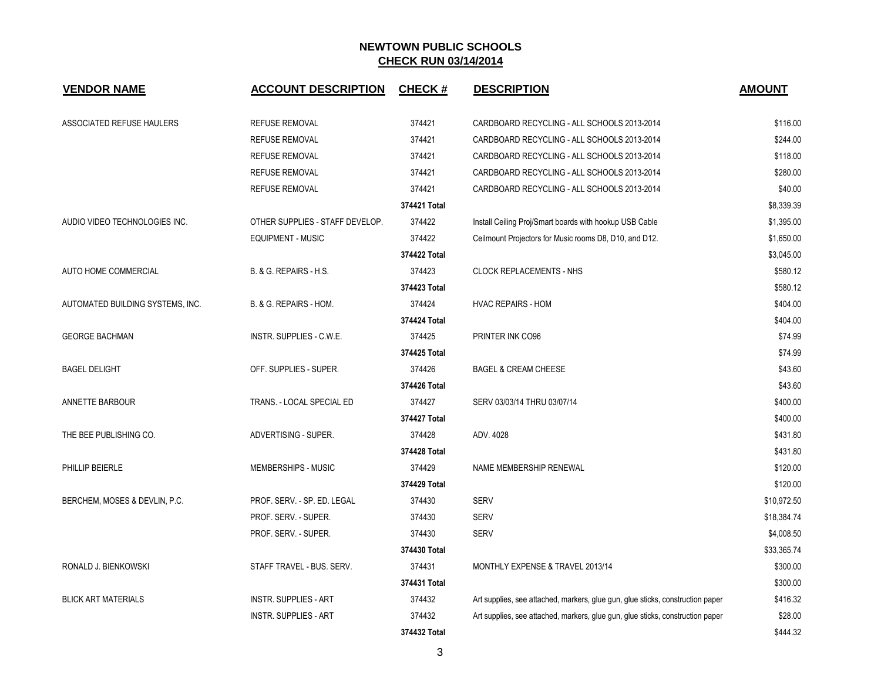## NEWTOWN PUBLIC SCHOOLS
## CHECK RUN 03/14/2014

| VENDOR NAME | ACCOUNT DESCRIPTION | CHECK # | DESCRIPTION | AMOUNT |
|---|---|---|---|---|
| ASSOCIATED REFUSE HAULERS | REFUSE REMOVAL | 374421 | CARDBOARD RECYCLING - ALL SCHOOLS 2013-2014 | $116.00 |
| | REFUSE REMOVAL | 374421 | CARDBOARD RECYCLING - ALL SCHOOLS 2013-2014 | $244.00 |
| | REFUSE REMOVAL | 374421 | CARDBOARD RECYCLING - ALL SCHOOLS 2013-2014 | $118.00 |
| | REFUSE REMOVAL | 374421 | CARDBOARD RECYCLING - ALL SCHOOLS 2013-2014 | $280.00 |
| | REFUSE REMOVAL | 374421 | CARDBOARD RECYCLING - ALL SCHOOLS 2013-2014 | $40.00 |
| | | **374421 Total** | | $8,339.39 |
| AUDIO VIDEO TECHNOLOGIES INC. | OTHER SUPPLIES - STAFF DEVELOP. | 374422 | Install Ceiling Proj/Smart boards with hookup USB Cable | $1,395.00 |
| | EQUIPMENT - MUSIC | 374422 | Ceilmount Projectors for Music rooms D8, D10, and D12. | $1,650.00 |
| | | **374422 Total** | | $3,045.00 |
| AUTO HOME COMMERCIAL | B. & G. REPAIRS - H.S. | 374423 | CLOCK REPLACEMENTS - NHS | $580.12 |
| | | **374423 Total** | | $580.12 |
| AUTOMATED BUILDING SYSTEMS, INC. | B. & G. REPAIRS - HOM. | 374424 | HVAC REPAIRS - HOM | $404.00 |
| | | **374424 Total** | | $404.00 |
| GEORGE BACHMAN | INSTR. SUPPLIES - C.W.E. | 374425 | PRINTER INK CO96 | $74.99 |
| | | **374425 Total** | | $74.99 |
| BAGEL DELIGHT | OFF. SUPPLIES - SUPER. | 374426 | BAGEL & CREAM CHEESE | $43.60 |
| | | **374426 Total** | | $43.60 |
| ANNETTE BARBOUR | TRANS. - LOCAL SPECIAL ED | 374427 | SERV 03/03/14 THRU 03/07/14 | $400.00 |
| | | **374427 Total** | | $400.00 |
| THE BEE PUBLISHING CO. | ADVERTISING - SUPER. | 374428 | ADV. 4028 | $431.80 |
| | | **374428 Total** | | $431.80 |
| PHILLIP BEIERLE | MEMBERSHIPS - MUSIC | 374429 | NAME MEMBERSHIP RENEWAL | $120.00 |
| | | **374429 Total** | | $120.00 |
| BERCHEM, MOSES & DEVLIN, P.C. | PROF. SERV. - SP. ED. LEGAL | 374430 | SERV | $10,972.50 |
| | PROF. SERV. - SUPER. | 374430 | SERV | $18,384.74 |
| | PROF. SERV. - SUPER. | 374430 | SERV | $4,008.50 |
| | | **374430 Total** | | $33,365.74 |
| RONALD J. BIENKOWSKI | STAFF TRAVEL - BUS. SERV. | 374431 | MONTHLY EXPENSE & TRAVEL 2013/14 | $300.00 |
| | | **374431 Total** | | $300.00 |
| BLICK ART MATERIALS | INSTR. SUPPLIES - ART | 374432 | Art supplies, see attached, markers, glue gun, glue sticks, construction paper | $416.32 |
| | INSTR. SUPPLIES - ART | 374432 | Art supplies, see attached, markers, glue gun, glue sticks, construction paper | $28.00 |
| | | **374432 Total** | | $444.32 |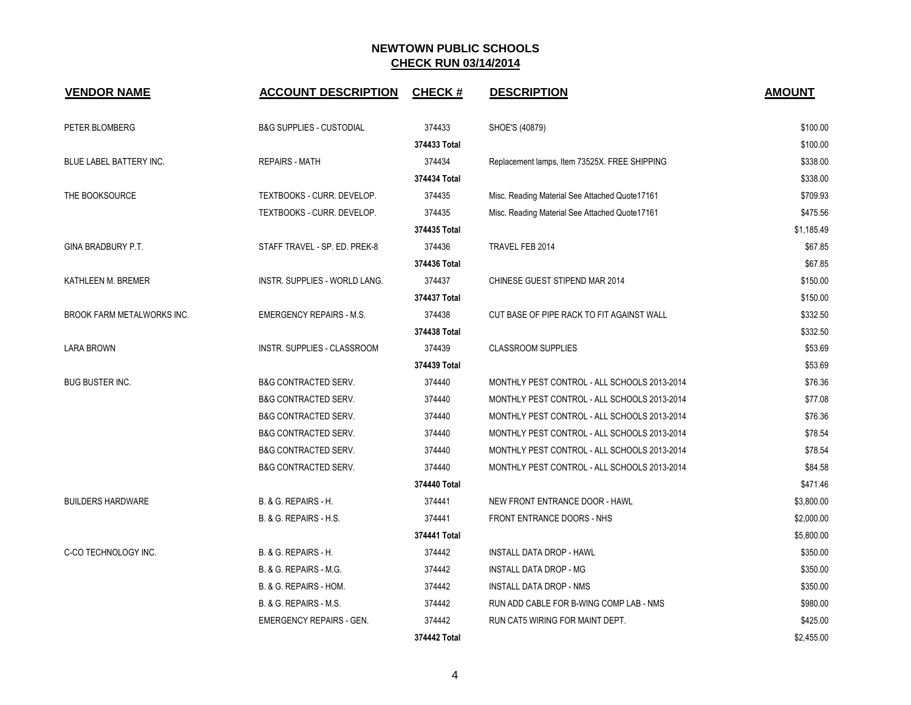# NEWTOWN PUBLIC SCHOOLS

## CHECK RUN 03/14/2014

| VENDOR NAME | ACCOUNT DESCRIPTION | CHECK # | DESCRIPTION | AMOUNT |
|---|---|---|---|---|
| PETER BLOMBERG | B&G SUPPLIES - CUSTODIAL | 374433 | SHOE'S (40879) | $100.00 |
| | | **374433 Total** | | $100.00 |
| BLUE LABEL BATTERY INC. | REPAIRS - MATH | 374434 | Replacement lamps, Item 73525X. FREE SHIPPING | $338.00 |
| | | **374434 Total** | | $338.00 |
| THE BOOKSOURCE | TEXTBOOKS - CURR. DEVELOP. | 374435 | Misc. Reading Material See Attached Quote17161 | $709.93 |
| | TEXTBOOKS - CURR. DEVELOP. | 374435 | Misc. Reading Material See Attached Quote17161 | $475.56 |
| | | **374435 Total** | | $1,185.49 |
| GINA BRADBURY P.T. | STAFF TRAVEL - SP. ED. PREK-8 | 374436 | TRAVEL FEB 2014 | $67.85 |
| | | **374436 Total** | | $67.85 |
| KATHLEEN M. BREMER | INSTR. SUPPLIES - WORLD LANG. | 374437 | CHINESE GUEST STIPEND MAR 2014 | $150.00 |
| | | **374437 Total** | | $150.00 |
| BROOK FARM METALWORKS INC. | EMERGENCY REPAIRS - M.S. | 374438 | CUT BASE OF PIPE RACK TO FIT AGAINST WALL | $332.50 |
| | | **374438 Total** | | $332.50 |
| LARA BROWN | INSTR. SUPPLIES - CLASSROOM | 374439 | CLASSROOM SUPPLIES | $53.69 |
| | | **374439 Total** | | $53.69 |
| BUG BUSTER INC. | B&G CONTRACTED SERV. | 374440 | MONTHLY PEST CONTROL - ALL SCHOOLS 2013-2014 | $76.36 |
| | B&G CONTRACTED SERV. | 374440 | MONTHLY PEST CONTROL - ALL SCHOOLS 2013-2014 | $77.08 |
| | B&G CONTRACTED SERV. | 374440 | MONTHLY PEST CONTROL - ALL SCHOOLS 2013-2014 | $76.36 |
| | B&G CONTRACTED SERV. | 374440 | MONTHLY PEST CONTROL - ALL SCHOOLS 2013-2014 | $78.54 |
| | B&G CONTRACTED SERV. | 374440 | MONTHLY PEST CONTROL - ALL SCHOOLS 2013-2014 | $78.54 |
| | B&G CONTRACTED SERV. | 374440 | MONTHLY PEST CONTROL - ALL SCHOOLS 2013-2014 | $84.58 |
| | | **374440 Total** | | $471.46 |
| BUILDERS HARDWARE | B. & G. REPAIRS - H. | 374441 | NEW FRONT ENTRANCE DOOR - HAWL | $3,800.00 |
| | B. & G. REPAIRS - H.S. | 374441 | FRONT ENTRANCE DOORS - NHS | $2,000.00 |
| | | **374441 Total** | | $5,800.00 |
| C-CO TECHNOLOGY INC. | B. & G. REPAIRS - H. | 374442 | INSTALL DATA DROP - HAWL | $350.00 |
| | B. & G. REPAIRS - M.G. | 374442 | INSTALL DATA DROP - MG | $350.00 |
| | B. & G. REPAIRS - HOM. | 374442 | INSTALL DATA DROP - NMS | $350.00 |
| | B. & G. REPAIRS - M.S. | 374442 | RUN ADD CABLE FOR B-WING COMP LAB - NMS | $980.00 |
| | EMERGENCY REPAIRS - GEN. | 374442 | RUN CAT5 WIRING FOR MAINT DEPT. | $425.00 |
| | | **374442 Total** | | $2,455.00 |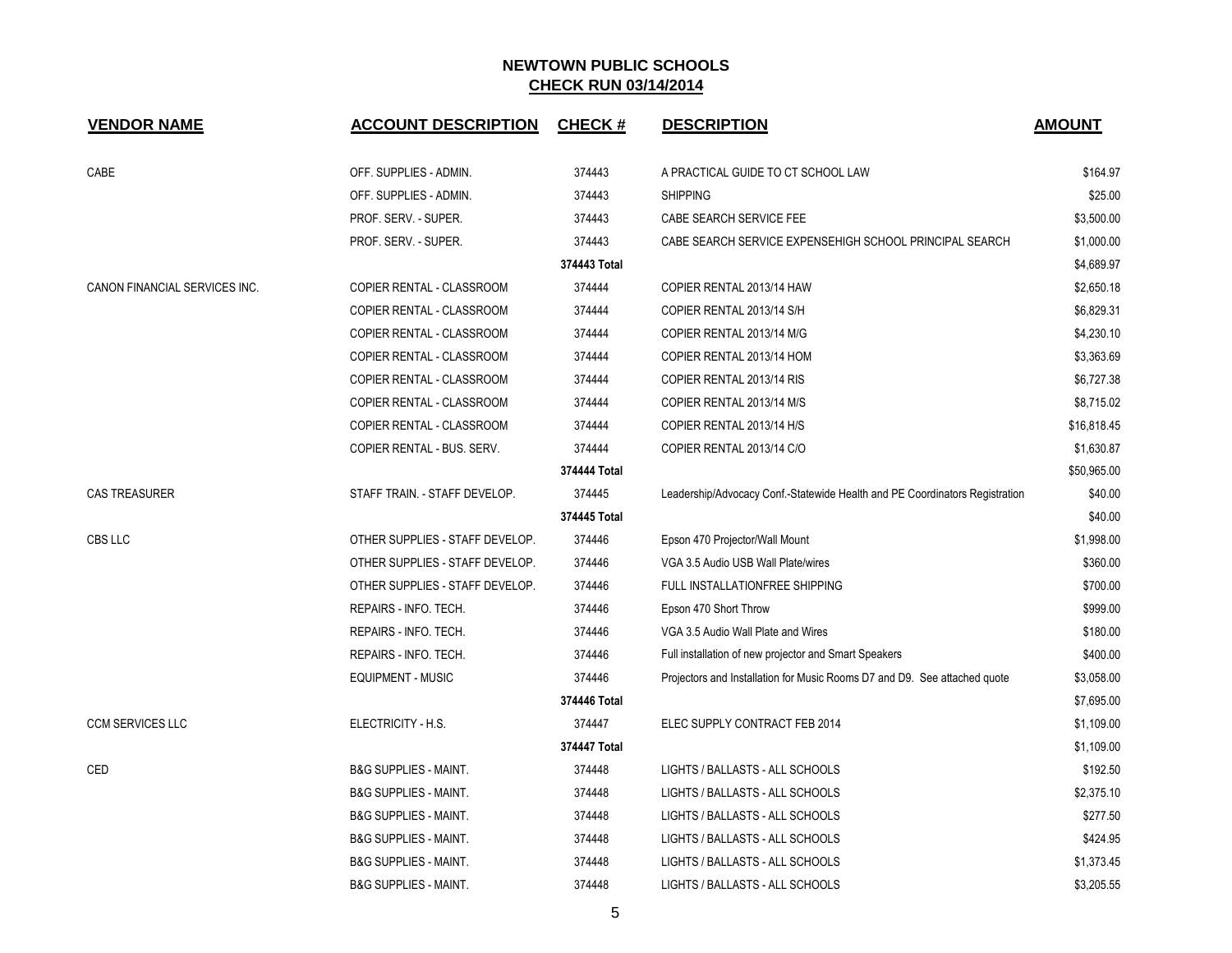## NEWTOWN PUBLIC SCHOOLS
## CHECK RUN 03/14/2014

| VENDOR NAME | ACCOUNT DESCRIPTION | CHECK # | DESCRIPTION | AMOUNT |
|---|---|---|---|---|
| CABE | OFF. SUPPLIES - ADMIN. | 374443 | A PRACTICAL GUIDE TO CT SCHOOL LAW | $164.97 |
| | OFF. SUPPLIES - ADMIN. | 374443 | SHIPPING | $25.00 |
| | PROF. SERV. - SUPER. | 374443 | CABE SEARCH SERVICE FEE | $3,500.00 |
| | PROF. SERV. - SUPER. | 374443 | CABE SEARCH SERVICE EXPENSEHIGH SCHOOL PRINCIPAL SEARCH | $1,000.00 |
| | | **374443 Total** | | $4,689.97 |
| CANON FINANCIAL SERVICES INC. | COPIER RENTAL - CLASSROOM | 374444 | COPIER RENTAL 2013/14 HAW | $2,650.18 |
| | COPIER RENTAL - CLASSROOM | 374444 | COPIER RENTAL 2013/14 S/H | $6,829.31 |
| | COPIER RENTAL - CLASSROOM | 374444 | COPIER RENTAL 2013/14 M/G | $4,230.10 |
| | COPIER RENTAL - CLASSROOM | 374444 | COPIER RENTAL 2013/14 HOM | $3,363.69 |
| | COPIER RENTAL - CLASSROOM | 374444 | COPIER RENTAL 2013/14 RIS | $6,727.38 |
| | COPIER RENTAL - CLASSROOM | 374444 | COPIER RENTAL 2013/14 M/S | $8,715.02 |
| | COPIER RENTAL - CLASSROOM | 374444 | COPIER RENTAL 2013/14 H/S | $16,818.45 |
| | COPIER RENTAL - BUS. SERV. | 374444 | COPIER RENTAL 2013/14 C/O | $1,630.87 |
| | | **374444 Total** | | $50,965.00 |
| CAS TREASURER | STAFF TRAIN. - STAFF DEVELOP. | 374445 | Leadership/Advocacy Conf.-Statewide Health and PE Coordinators Registration | $40.00 |
| | | **374445 Total** | | $40.00 |
| CBS LLC | OTHER SUPPLIES - STAFF DEVELOP. | 374446 | Epson 470 Projector/Wall Mount | $1,998.00 |
| | OTHER SUPPLIES - STAFF DEVELOP. | 374446 | VGA 3.5 Audio USB Wall Plate/wires | $360.00 |
| | OTHER SUPPLIES - STAFF DEVELOP. | 374446 | FULL INSTALLATIONFREE SHIPPING | $700.00 |
| | REPAIRS - INFO. TECH. | 374446 | Epson 470 Short Throw | $999.00 |
| | REPAIRS - INFO. TECH. | 374446 | VGA 3.5 Audio Wall Plate and Wires | $180.00 |
| | REPAIRS - INFO. TECH. | 374446 | Full installation of new projector and Smart Speakers | $400.00 |
| | EQUIPMENT - MUSIC | 374446 | Projectors and Installation for Music Rooms D7 and D9. See attached quote | $3,058.00 |
| | | **374446 Total** | | $7,695.00 |
| CCM SERVICES LLC | ELECTRICITY - H.S. | 374447 | ELEC SUPPLY CONTRACT FEB 2014 | $1,109.00 |
| | | **374447 Total** | | $1,109.00 |
| CED | B&G SUPPLIES - MAINT. | 374448 | LIGHTS / BALLASTS - ALL SCHOOLS | $192.50 |
| | B&G SUPPLIES - MAINT. | 374448 | LIGHTS / BALLASTS - ALL SCHOOLS | $2,375.10 |
| | B&G SUPPLIES - MAINT. | 374448 | LIGHTS / BALLASTS - ALL SCHOOLS | $277.50 |
| | B&G SUPPLIES - MAINT. | 374448 | LIGHTS / BALLASTS - ALL SCHOOLS | $424.95 |
| | B&G SUPPLIES - MAINT. | 374448 | LIGHTS / BALLASTS - ALL SCHOOLS | $1,373.45 |
| | B&G SUPPLIES - MAINT. | 374448 | LIGHTS / BALLASTS - ALL SCHOOLS | $3,205.55 |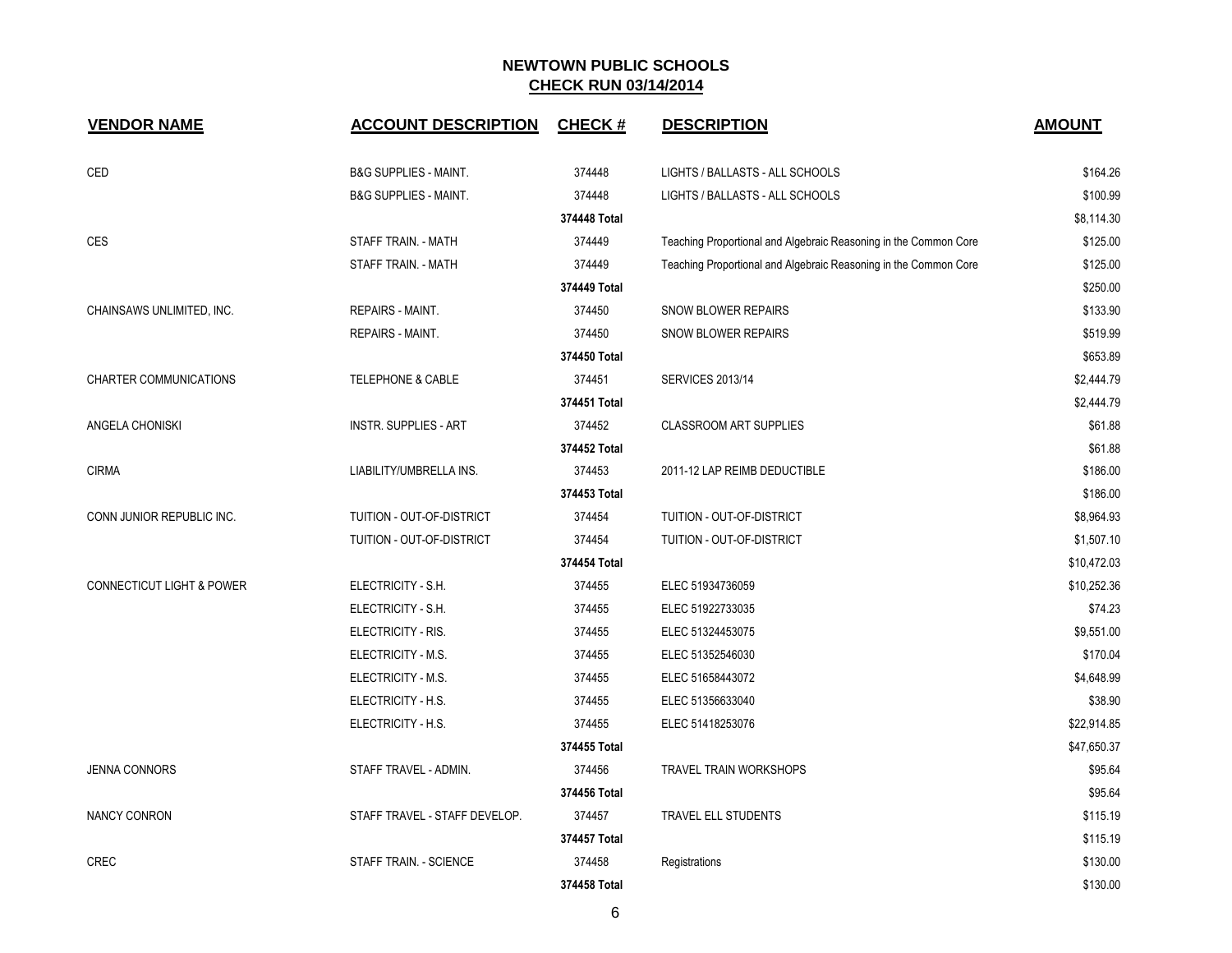# NEWTOWN PUBLIC SCHOOLS

## CHECK RUN 03/14/2014

| VENDOR NAME | ACCOUNT DESCRIPTION | CHECK # | DESCRIPTION | AMOUNT |
|---|---|---|---|---|
| CED | B&G SUPPLIES - MAINT. | 374448 | LIGHTS / BALLASTS - ALL SCHOOLS | $164.26 |
| | B&G SUPPLIES - MAINT. | 374448 | LIGHTS / BALLASTS - ALL SCHOOLS | $100.99 |
| | | **374448 Total** | | $8,114.30 |
| CES | STAFF TRAIN. - MATH | 374449 | Teaching Proportional and Algebraic Reasoning in the Common Core | $125.00 |
| | STAFF TRAIN. - MATH | 374449 | Teaching Proportional and Algebraic Reasoning in the Common Core | $125.00 |
| | | **374449 Total** | | $250.00 |
| CHAINSAWS UNLIMITED, INC. | REPAIRS - MAINT. | 374450 | SNOW BLOWER REPAIRS | $133.90 |
| | REPAIRS - MAINT. | 374450 | SNOW BLOWER REPAIRS | $519.99 |
| | | **374450 Total** | | $653.89 |
| CHARTER COMMUNICATIONS | TELEPHONE & CABLE | 374451 | SERVICES 2013/14 | $2,444.79 |
| | | **374451 Total** | | $2,444.79 |
| ANGELA CHONISKI | INSTR. SUPPLIES - ART | 374452 | CLASSROOM ART SUPPLIES | $61.88 |
| | | **374452 Total** | | $61.88 |
| CIRMA | LIABILITY/UMBRELLA INS. | 374453 | 2011-12 LAP REIMB DEDUCTIBLE | $186.00 |
| | | **374453 Total** | | $186.00 |
| CONN JUNIOR REPUBLIC INC. | TUITION - OUT-OF-DISTRICT | 374454 | TUITION - OUT-OF-DISTRICT | $8,964.93 |
| | TUITION - OUT-OF-DISTRICT | 374454 | TUITION - OUT-OF-DISTRICT | $1,507.10 |
| | | **374454 Total** | | $10,472.03 |
| CONNECTICUT LIGHT & POWER | ELECTRICITY - S.H. | 374455 | ELEC 51934736059 | $10,252.36 |
| | ELECTRICITY - S.H. | 374455 | ELEC 51922733035 | $74.23 |
| | ELECTRICITY - RIS. | 374455 | ELEC 51324453075 | $9,551.00 |
| | ELECTRICITY - M.S. | 374455 | ELEC 51352546030 | $170.04 |
| | ELECTRICITY - M.S. | 374455 | ELEC 51658443072 | $4,648.99 |
| | ELECTRICITY - H.S. | 374455 | ELEC 51356633040 | $38.90 |
| | ELECTRICITY - H.S. | 374455 | ELEC 51418253076 | $22,914.85 |
| | | **374455 Total** | | $47,650.37 |
| JENNA CONNORS | STAFF TRAVEL - ADMIN. | 374456 | TRAVEL TRAIN WORKSHOPS | $95.64 |
| | | **374456 Total** | | $95.64 |
| NANCY CONRON | STAFF TRAVEL - STAFF DEVELOP. | 374457 | TRAVEL ELL STUDENTS | $115.19 |
| | | **374457 Total** | | $115.19 |
| CREC | STAFF TRAIN. - SCIENCE | 374458 | Registrations | $130.00 |
| | | **374458 Total** | | $130.00 |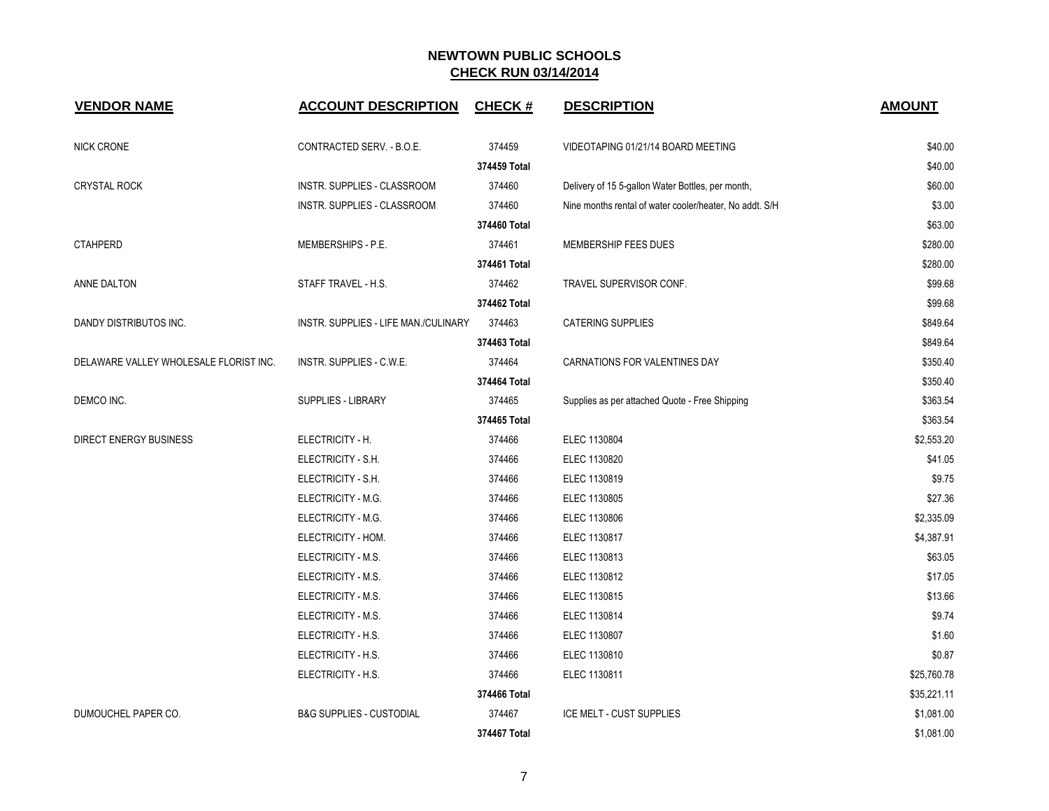# NEWTOWN PUBLIC SCHOOLS

## CHECK RUN 03/14/2014

| VENDOR NAME | ACCOUNT DESCRIPTION | CHECK # | DESCRIPTION | AMOUNT |
|---|---|---|---|---|
| NICK CRONE | CONTRACTED SERV. - B.O.E. | 374459 | VIDEOTAPING 01/21/14 BOARD MEETING | $40.00 |
| | | 374459 Total | | $40.00 |
| CRYSTAL ROCK | INSTR. SUPPLIES - CLASSROOM | 374460 | Delivery of 15 5-gallon Water Bottles, per month, | $60.00 |
| | INSTR. SUPPLIES - CLASSROOM | 374460 | Nine months rental of water cooler/heater, No addt. S/H | $3.00 |
| | | 374460 Total | | $63.00 |
| CTAHPERD | MEMBERSHIPS - P.E. | 374461 | MEMBERSHIP FEES DUES | $280.00 |
| | | 374461 Total | | $280.00 |
| ANNE DALTON | STAFF TRAVEL - H.S. | 374462 | TRAVEL SUPERVISOR CONF. | $99.68 |
| | | 374462 Total | | $99.68 |
| DANDY DISTRIBUTOS INC. | INSTR. SUPPLIES - LIFE MAN./CULINARY | 374463 | CATERING SUPPLIES | $849.64 |
| | | 374463 Total | | $849.64 |
| DELAWARE VALLEY WHOLESALE FLORIST INC. | INSTR. SUPPLIES - C.W.E. | 374464 | CARNATIONS FOR VALENTINES DAY | $350.40 |
| | | 374464 Total | | $350.40 |
| DEMCO INC. | SUPPLIES - LIBRARY | 374465 | Supplies as per attached Quote - Free Shipping | $363.54 |
| | | 374465 Total | | $363.54 |
| DIRECT ENERGY BUSINESS | ELECTRICITY - H. | 374466 | ELEC 1130804 | $2,553.20 |
| | ELECTRICITY - S.H. | 374466 | ELEC 1130820 | $41.05 |
| | ELECTRICITY - S.H. | 374466 | ELEC 1130819 | $9.75 |
| | ELECTRICITY - M.G. | 374466 | ELEC 1130805 | $27.36 |
| | ELECTRICITY - M.G. | 374466 | ELEC 1130806 | $2,335.09 |
| | ELECTRICITY - HOM. | 374466 | ELEC 1130817 | $4,387.91 |
| | ELECTRICITY - M.S. | 374466 | ELEC 1130813 | $63.05 |
| | ELECTRICITY - M.S. | 374466 | ELEC 1130812 | $17.05 |
| | ELECTRICITY - M.S. | 374466 | ELEC 1130815 | $13.66 |
| | ELECTRICITY - M.S. | 374466 | ELEC 1130814 | $9.74 |
| | ELECTRICITY - H.S. | 374466 | ELEC 1130807 | $1.60 |
| | ELECTRICITY - H.S. | 374466 | ELEC 1130810 | $0.87 |
| | ELECTRICITY - H.S. | 374466 | ELEC 1130811 | $25,760.78 |
| | | 374466 Total | | $35,221.11 |
| DUMOUCHEL PAPER CO. | B&G SUPPLIES - CUSTODIAL | 374467 | ICE MELT - CUST SUPPLIES | $1,081.00 |
| | | 374467 Total | | $1,081.00 |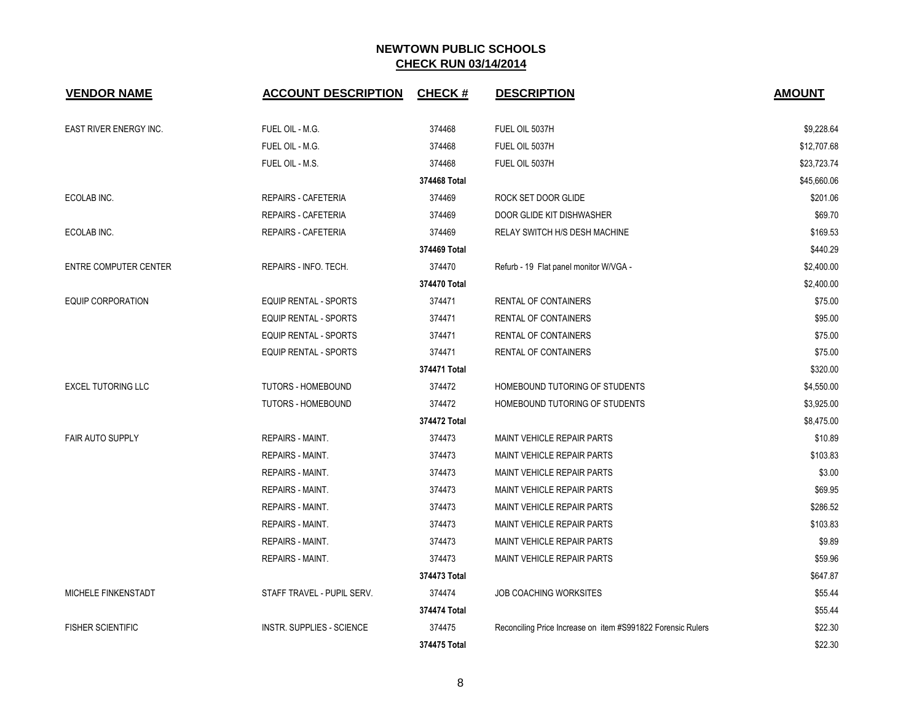# NEWTOWN PUBLIC SCHOOLS

## CHECK RUN 03/14/2014

| VENDOR NAME | ACCOUNT DESCRIPTION | CHECK # | DESCRIPTION | AMOUNT |
|---|---|---|---|---|
| EAST RIVER ENERGY INC. | FUEL OIL - M.G. | 374468 | FUEL OIL 5037H | $9,228.64 |
| | FUEL OIL - M.G. | 374468 | FUEL OIL 5037H | $12,707.68 |
| | FUEL OIL - M.S. | 374468 | FUEL OIL 5037H | $23,723.74 |
| | | **374468 Total** | | $45,660.06 |
| ECOLAB INC. | REPAIRS - CAFETERIA | 374469 | ROCK SET DOOR GLIDE | $201.06 |
| | REPAIRS - CAFETERIA | 374469 | DOOR GLIDE KIT DISHWASHER | $69.70 |
| ECOLAB INC. | REPAIRS - CAFETERIA | 374469 | RELAY SWITCH H/S DESH MACHINE | $169.53 |
| | | **374469 Total** | | $440.29 |
| ENTRE COMPUTER CENTER | REPAIRS - INFO. TECH. | 374470 | Refurb - 19 Flat panel monitor W/VGA - | $2,400.00 |
| | | **374470 Total** | | $2,400.00 |
| EQUIP CORPORATION | EQUIP RENTAL - SPORTS | 374471 | RENTAL OF CONTAINERS | $75.00 |
| | EQUIP RENTAL - SPORTS | 374471 | RENTAL OF CONTAINERS | $95.00 |
| | EQUIP RENTAL - SPORTS | 374471 | RENTAL OF CONTAINERS | $75.00 |
| | EQUIP RENTAL - SPORTS | 374471 | RENTAL OF CONTAINERS | $75.00 |
| | | **374471 Total** | | $320.00 |
| EXCEL TUTORING LLC | TUTORS - HOMEBOUND | 374472 | HOMEBOUND TUTORING OF STUDENTS | $4,550.00 |
| | TUTORS - HOMEBOUND | 374472 | HOMEBOUND TUTORING OF STUDENTS | $3,925.00 |
| | | **374472 Total** | | $8,475.00 |
| FAIR AUTO SUPPLY | REPAIRS - MAINT. | 374473 | MAINT VEHICLE REPAIR PARTS | $10.89 |
| | REPAIRS - MAINT. | 374473 | MAINT VEHICLE REPAIR PARTS | $103.83 |
| | REPAIRS - MAINT. | 374473 | MAINT VEHICLE REPAIR PARTS | $3.00 |
| | REPAIRS - MAINT. | 374473 | MAINT VEHICLE REPAIR PARTS | $69.95 |
| | REPAIRS - MAINT. | 374473 | MAINT VEHICLE REPAIR PARTS | $286.52 |
| | REPAIRS - MAINT. | 374473 | MAINT VEHICLE REPAIR PARTS | $103.83 |
| | REPAIRS - MAINT. | 374473 | MAINT VEHICLE REPAIR PARTS | $9.89 |
| | REPAIRS - MAINT. | 374473 | MAINT VEHICLE REPAIR PARTS | $59.96 |
| | | **374473 Total** | | $647.87 |
| MICHELE FINKENSTADT | STAFF TRAVEL - PUPIL SERV. | 374474 | JOB COACHING WORKSITES | $55.44 |
| | | **374474 Total** | | $55.44 |
| FISHER SCIENTIFIC | INSTR. SUPPLIES - SCIENCE | 374475 | Reconciling Price Increase on item #S991822 Forensic Rulers | $22.30 |
| | | **374475 Total** | | $22.30 |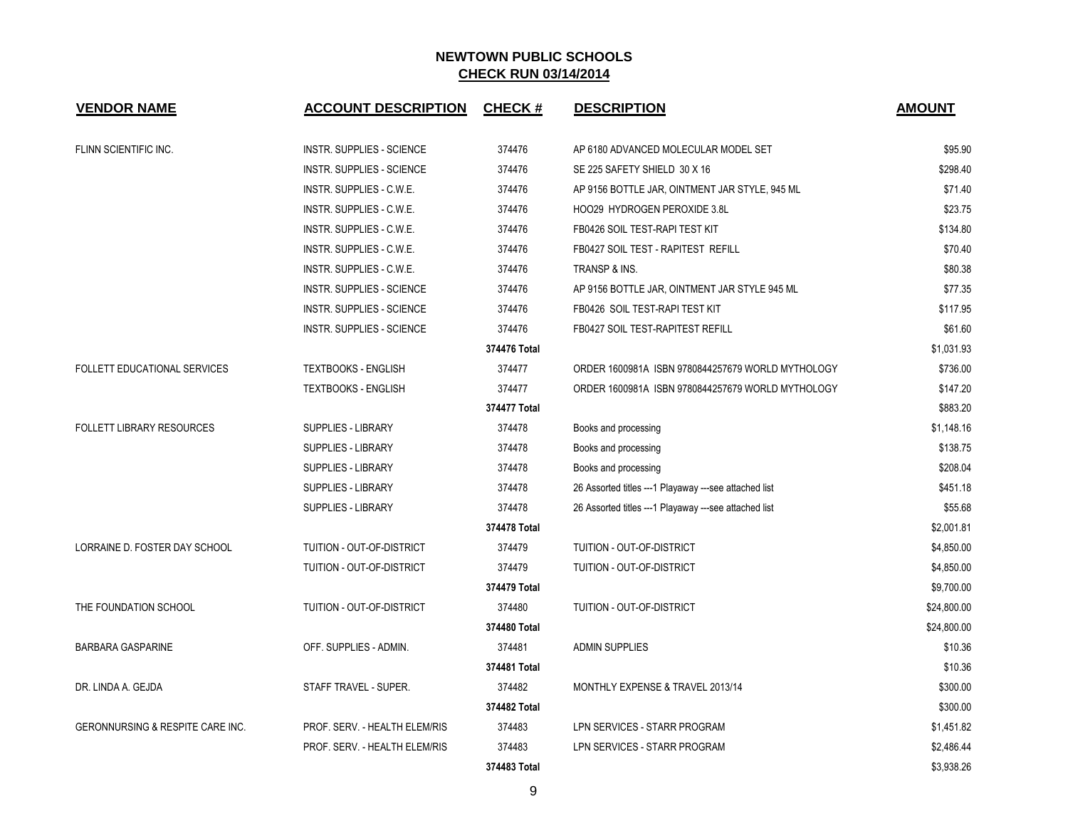# NEWTOWN PUBLIC SCHOOLS

## CHECK RUN 03/14/2014

| VENDOR NAME | ACCOUNT DESCRIPTION | CHECK # | DESCRIPTION | AMOUNT |
|---|---|---|---|---|
| FLINN SCIENTIFIC INC. | INSTR. SUPPLIES - SCIENCE | 374476 | AP 6180 ADVANCED MOLECULAR MODEL SET | $95.90 |
| | INSTR. SUPPLIES - SCIENCE | 374476 | SE 225 SAFETY SHIELD 30 X 16 | $298.40 |
| | INSTR. SUPPLIES - C.W.E. | 374476 | AP 9156 BOTTLE JAR, OINTMENT JAR STYLE, 945 ML | $71.40 |
| | INSTR. SUPPLIES - C.W.E. | 374476 | HOO29 HYDROGEN PEROXIDE 3.8L | $23.75 |
| | INSTR. SUPPLIES - C.W.E. | 374476 | FB0426 SOIL TEST-RAPI TEST KIT | $134.80 |
| | INSTR. SUPPLIES - C.W.E. | 374476 | FB0427 SOIL TEST - RAPITEST REFILL | $70.40 |
| | INSTR. SUPPLIES - C.W.E. | 374476 | TRANSP & INS. | $80.38 |
| | INSTR. SUPPLIES - SCIENCE | 374476 | AP 9156 BOTTLE JAR, OINTMENT JAR STYLE 945 ML | $77.35 |
| | INSTR. SUPPLIES - SCIENCE | 374476 | FB0426 SOIL TEST-RAPI TEST KIT | $117.95 |
| | INSTR. SUPPLIES - SCIENCE | 374476 | FB0427 SOIL TEST-RAPITEST REFILL | $61.60 |
| | | **374476 Total** | | $1,031.93 |
| FOLLETT EDUCATIONAL SERVICES | TEXTBOOKS - ENGLISH | 374477 | ORDER 1600981A ISBN 9780844257679 WORLD MYTHOLOGY | $736.00 |
| | TEXTBOOKS - ENGLISH | 374477 | ORDER 1600981A ISBN 9780844257679 WORLD MYTHOLOGY | $147.20 |
| | | **374477 Total** | | $883.20 |
| FOLLETT LIBRARY RESOURCES | SUPPLIES - LIBRARY | 374478 | Books and processing | $1,148.16 |
| | SUPPLIES - LIBRARY | 374478 | Books and processing | $138.75 |
| | SUPPLIES - LIBRARY | 374478 | Books and processing | $208.04 |
| | SUPPLIES - LIBRARY | 374478 | 26 Assorted titles ---1 Playaway ---see attached list | $451.18 |
| | SUPPLIES - LIBRARY | 374478 | 26 Assorted titles ---1 Playaway ---see attached list | $55.68 |
| | | **374478 Total** | | $2,001.81 |
| LORRAINE D. FOSTER DAY SCHOOL | TUITION - OUT-OF-DISTRICT | 374479 | TUITION - OUT-OF-DISTRICT | $4,850.00 |
| | TUITION - OUT-OF-DISTRICT | 374479 | TUITION - OUT-OF-DISTRICT | $4,850.00 |
| | | **374479 Total** | | $9,700.00 |
| THE FOUNDATION SCHOOL | TUITION - OUT-OF-DISTRICT | 374480 | TUITION - OUT-OF-DISTRICT | $24,800.00 |
| | | **374480 Total** | | $24,800.00 |
| BARBARA GASPARINE | OFF. SUPPLIES - ADMIN. | 374481 | ADMIN SUPPLIES | $10.36 |
| | | **374481 Total** | | $10.36 |
| DR. LINDA A. GEJDA | STAFF TRAVEL - SUPER. | 374482 | MONTHLY EXPENSE & TRAVEL 2013/14 | $300.00 |
| | | **374482 Total** | | $300.00 |
| GERONNURSING & RESPITE CARE INC. | PROF. SERV. - HEALTH ELEM/RIS | 374483 | LPN SERVICES - STARR PROGRAM | $1,451.82 |
| | PROF. SERV. - HEALTH ELEM/RIS | 374483 | LPN SERVICES - STARR PROGRAM | $2,486.44 |
| | | **374483 Total** | | $3,938.26 |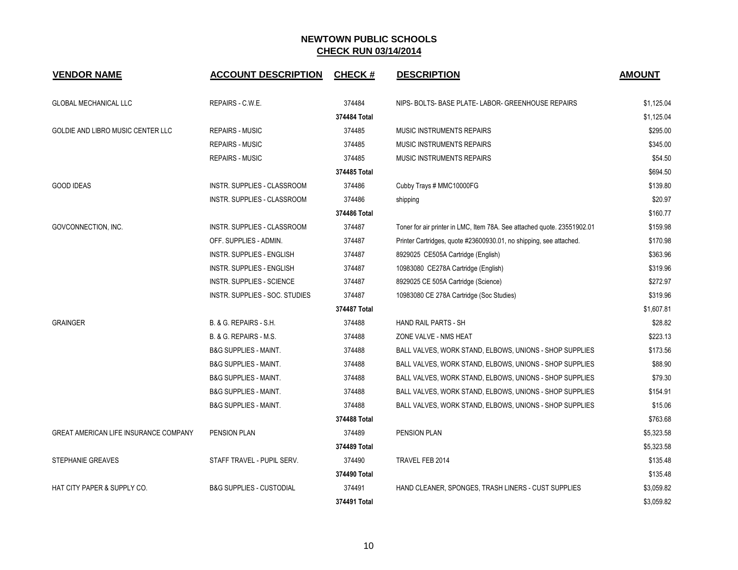## NEWTOWN PUBLIC SCHOOLS

**CHECK RUN 03/14/2014**

| VENDOR NAME | ACCOUNT DESCRIPTION | CHECK # | DESCRIPTION | AMOUNT |
|---|---|---|---|---|
| GLOBAL MECHANICAL LLC | REPAIRS - C.W.E. | 374484 | NIPS- BOLTS- BASE PLATE- LABOR- GREENHOUSE REPAIRS | $1,125.04 |
| | | 374484 Total | | $1,125.04 |
| GOLDIE AND LIBRO MUSIC CENTER LLC | REPAIRS - MUSIC | 374485 | MUSIC INSTRUMENTS REPAIRS | $295.00 |
| | REPAIRS - MUSIC | 374485 | MUSIC INSTRUMENTS REPAIRS | $345.00 |
| | REPAIRS - MUSIC | 374485 | MUSIC INSTRUMENTS REPAIRS | $54.50 |
| | | 374485 Total | | $694.50 |
| GOOD IDEAS | INSTR. SUPPLIES - CLASSROOM | 374486 | Cubby Trays # MMC10000FG | $139.80 |
| | INSTR. SUPPLIES - CLASSROOM | 374486 | shipping | $20.97 |
| | | 374486 Total | | $160.77 |
| GOVCONNECTION, INC. | INSTR. SUPPLIES - CLASSROOM | 374487 | Toner for air printer in LMC, Item 78A. See attached quote. 23551902.01 | $159.98 |
| | OFF. SUPPLIES - ADMIN. | 374487 | Printer Cartridges, quote #23600930.01, no shipping, see attached. | $170.98 |
| | INSTR. SUPPLIES - ENGLISH | 374487 | 8929025 CE505A Cartridge (English) | $363.96 |
| | INSTR. SUPPLIES - ENGLISH | 374487 | 10983080 CE278A Cartridge (English) | $319.96 |
| | INSTR. SUPPLIES - SCIENCE | 374487 | 8929025 CE 505A Cartridge (Science) | $272.97 |
| | INSTR. SUPPLIES - SOC. STUDIES | 374487 | 10983080 CE 278A Cartridge (Soc Studies) | $319.96 |
| | | 374487 Total | | $1,607.81 |
| GRAINGER | B. & G. REPAIRS - S.H. | 374488 | HAND RAIL PARTS - SH | $28.82 |
| | B. & G. REPAIRS - M.S. | 374488 | ZONE VALVE - NMS HEAT | $223.13 |
| | B&G SUPPLIES - MAINT. | 374488 | BALL VALVES, WORK STAND, ELBOWS, UNIONS - SHOP SUPPLIES | $173.56 |
| | B&G SUPPLIES - MAINT. | 374488 | BALL VALVES, WORK STAND, ELBOWS, UNIONS - SHOP SUPPLIES | $88.90 |
| | B&G SUPPLIES - MAINT. | 374488 | BALL VALVES, WORK STAND, ELBOWS, UNIONS - SHOP SUPPLIES | $79.30 |
| | B&G SUPPLIES - MAINT. | 374488 | BALL VALVES, WORK STAND, ELBOWS, UNIONS - SHOP SUPPLIES | $154.91 |
| | B&G SUPPLIES - MAINT. | 374488 | BALL VALVES, WORK STAND, ELBOWS, UNIONS - SHOP SUPPLIES | $15.06 |
| | | 374488 Total | | $763.68 |
| GREAT AMERICAN LIFE INSURANCE COMPANY | PENSION PLAN | 374489 | PENSION PLAN | $5,323.58 |
| | | 374489 Total | | $5,323.58 |
| STEPHANIE GREAVES | STAFF TRAVEL - PUPIL SERV. | 374490 | TRAVEL FEB 2014 | $135.48 |
| | | 374490 Total | | $135.48 |
| HAT CITY PAPER & SUPPLY CO. | B&G SUPPLIES - CUSTODIAL | 374491 | HAND CLEANER, SPONGES, TRASH LINERS - CUST SUPPLIES | $3,059.82 |
| | | 374491 Total | | $3,059.82 |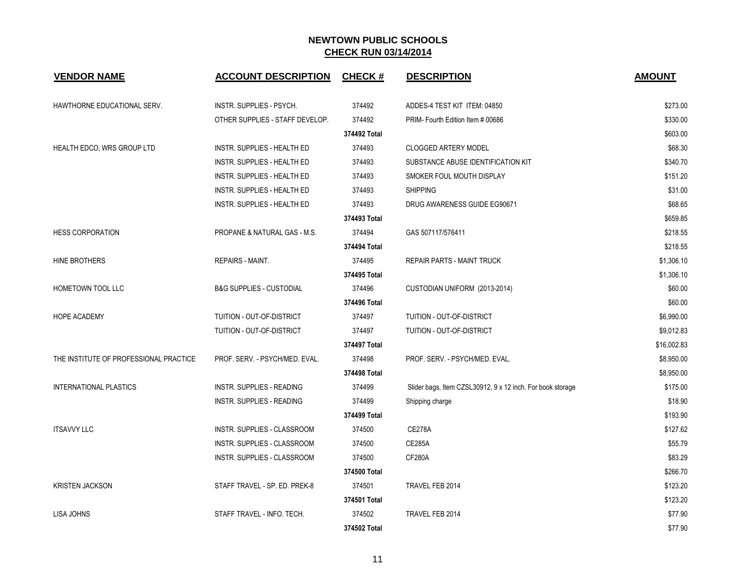## NEWTOWN PUBLIC SCHOOLS
## CHECK RUN 03/14/2014

| VENDOR NAME | ACCOUNT DESCRIPTION | CHECK # | DESCRIPTION | AMOUNT |
|---|---|---|---|---|
| HAWTHORNE EDUCATIONAL SERV. | INSTR. SUPPLIES - PSYCH. | 374492 | ADDES-4 TEST KIT ITEM: 04850 | $273.00 |
| | OTHER SUPPLIES - STAFF DEVELOP. | 374492 | PRIM- Fourth Edition Item # 00686 | $330.00 |
| | | **374492 Total** | | $603.00 |
| HEALTH EDCO, WRS GROUP LTD | INSTR. SUPPLIES - HEALTH ED | 374493 | CLOGGED ARTERY MODEL | $68.30 |
| | INSTR. SUPPLIES - HEALTH ED | 374493 | SUBSTANCE ABUSE IDENTIFICATION KIT | $340.70 |
| | INSTR. SUPPLIES - HEALTH ED | 374493 | SMOKER FOUL MOUTH DISPLAY | $151.20 |
| | INSTR. SUPPLIES - HEALTH ED | 374493 | SHIPPING | $31.00 |
| | INSTR. SUPPLIES - HEALTH ED | 374493 | DRUG AWARENESS GUIDE EG90671 | $68.65 |
| | | **374493 Total** | | $659.85 |
| HESS CORPORATION | PROPANE & NATURAL GAS - M.S. | 374494 | GAS 507117/576411 | $218.55 |
| | | **374494 Total** | | $218.55 |
| HINE BROTHERS | REPAIRS - MAINT. | 374495 | REPAIR PARTS - MAINT TRUCK | $1,306.10 |
| | | **374495 Total** | | $1,306.10 |
| HOMETOWN TOOL LLC | B&G SUPPLIES - CUSTODIAL | 374496 | CUSTODIAN UNIFORM (2013-2014) | $60.00 |
| | | **374496 Total** | | $60.00 |
| HOPE ACADEMY | TUITION - OUT-OF-DISTRICT | 374497 | TUITION - OUT-OF-DISTRICT | $6,990.00 |
| | TUITION - OUT-OF-DISTRICT | 374497 | TUITION - OUT-OF-DISTRICT | $9,012.83 |
| | | **374497 Total** | | $16,002.83 |
| THE INSTITUTE OF PROFESSIONAL PRACTICE | PROF. SERV. - PSYCH/MED. EVAL. | 374498 | PROF. SERV. - PSYCH/MED. EVAL. | $8,950.00 |
| | | **374498 Total** | | $8,950.00 |
| INTERNATIONAL PLASTICS | INSTR. SUPPLIES - READING | 374499 | Slider bags, Item CZSL30912, 9 x 12 inch. For book storage | $175.00 |
| | INSTR. SUPPLIES - READING | 374499 | Shipping charge | $18.90 |
| | | **374499 Total** | | $193.90 |
| ITSAVVY LLC | INSTR. SUPPLIES - CLASSROOM | 374500 | CE278A | $127.62 |
| | INSTR. SUPPLIES - CLASSROOM | 374500 | CE285A | $55.79 |
| | INSTR. SUPPLIES - CLASSROOM | 374500 | CF280A | $83.29 |
| | | **374500 Total** | | $266.70 |
| KRISTEN JACKSON | STAFF TRAVEL - SP. ED. PREK-8 | 374501 | TRAVEL FEB 2014 | $123.20 |
| | | **374501 Total** | | $123.20 |
| LISA JOHNS | STAFF TRAVEL - INFO. TECH. | 374502 | TRAVEL FEB 2014 | $77.90 |
| | | **374502 Total** | | $77.90 |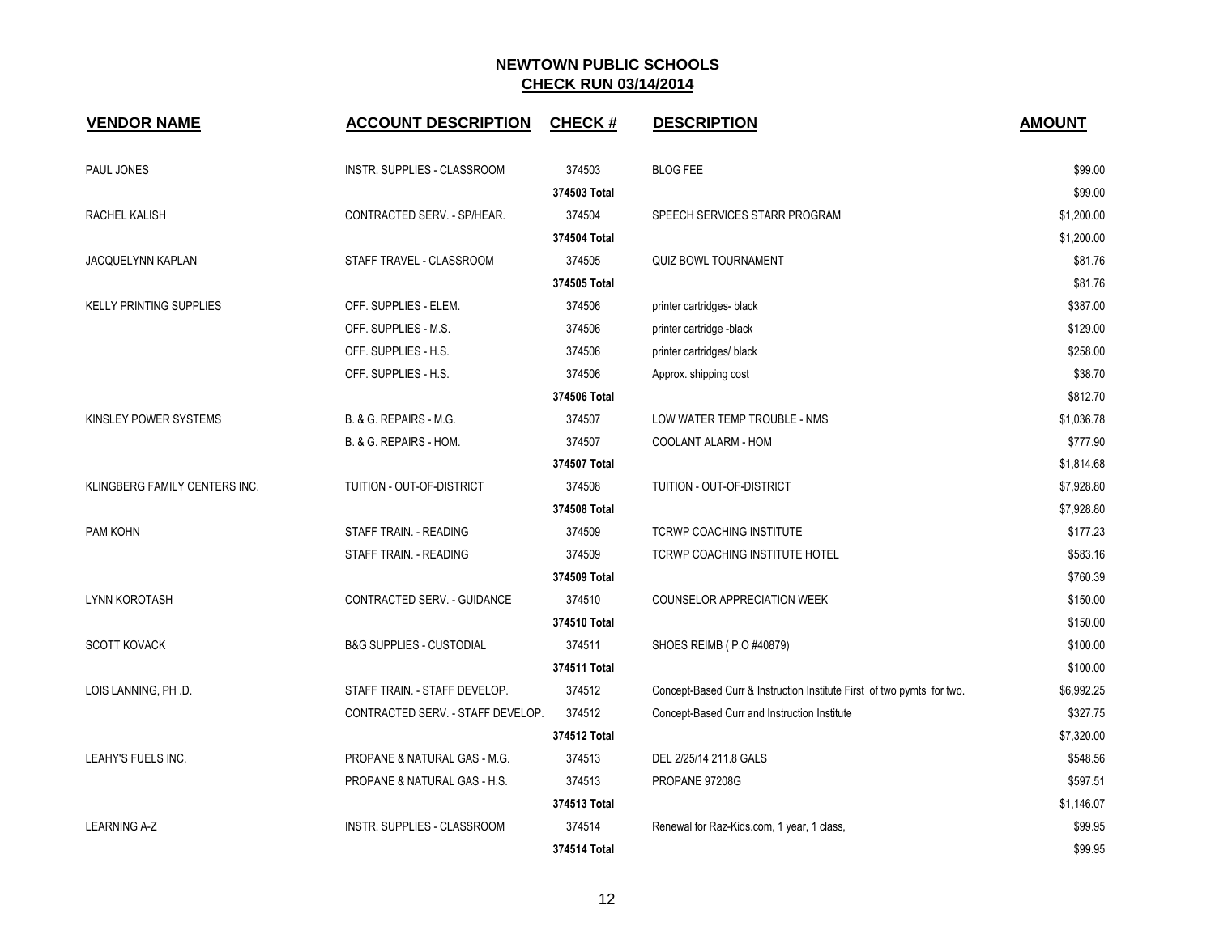## NEWTOWN PUBLIC SCHOOLS
## CHECK RUN 03/14/2014

| VENDOR NAME | ACCOUNT DESCRIPTION | CHECK # | DESCRIPTION | AMOUNT |
|---|---|---|---|---|
| PAUL JONES | INSTR. SUPPLIES - CLASSROOM | 374503 | BLOG FEE | $99.00 |
| | | 374503 Total | | $99.00 |
| RACHEL KALISH | CONTRACTED SERV. - SP/HEAR. | 374504 | SPEECH SERVICES STARR PROGRAM | $1,200.00 |
| | | 374504 Total | | $1,200.00 |
| JACQUELYNN KAPLAN | STAFF TRAVEL - CLASSROOM | 374505 | QUIZ BOWL TOURNAMENT | $81.76 |
| | | 374505 Total | | $81.76 |
| KELLY PRINTING SUPPLIES | OFF. SUPPLIES - ELEM. | 374506 | printer cartridges- black | $387.00 |
| | OFF. SUPPLIES - M.S. | 374506 | printer cartridge -black | $129.00 |
| | OFF. SUPPLIES - H.S. | 374506 | printer cartridges/ black | $258.00 |
| | OFF. SUPPLIES - H.S. | 374506 | Approx. shipping cost | $38.70 |
| | | 374506 Total | | $812.70 |
| KINSLEY POWER SYSTEMS | B. & G. REPAIRS - M.G. | 374507 | LOW WATER TEMP TROUBLE - NMS | $1,036.78 |
| | B. & G. REPAIRS - HOM. | 374507 | COOLANT ALARM - HOM | $777.90 |
| | | 374507 Total | | $1,814.68 |
| KLINGBERG FAMILY CENTERS INC. | TUITION - OUT-OF-DISTRICT | 374508 | TUITION - OUT-OF-DISTRICT | $7,928.80 |
| | | 374508 Total | | $7,928.80 |
| PAM KOHN | STAFF TRAIN. - READING | 374509 | TCRWP COACHING INSTITUTE | $177.23 |
| | STAFF TRAIN. - READING | 374509 | TCRWP COACHING INSTITUTE HOTEL | $583.16 |
| | | 374509 Total | | $760.39 |
| LYNN KOROTASH | CONTRACTED SERV. - GUIDANCE | 374510 | COUNSELOR APPRECIATION WEEK | $150.00 |
| | | 374510 Total | | $150.00 |
| SCOTT KOVACK | B&G SUPPLIES - CUSTODIAL | 374511 | SHOES REIMB ( P.O #40879) | $100.00 |
| | | 374511 Total | | $100.00 |
| LOIS LANNING, PH .D. | STAFF TRAIN. - STAFF DEVELOP. | 374512 | Concept-Based Curr & Instruction Institute First of two pymts for two. | $6,992.25 |
| | CONTRACTED SERV. - STAFF DEVELOP. | 374512 | Concept-Based Curr and Instruction Institute | $327.75 |
| | | 374512 Total | | $7,320.00 |
| LEAHY'S FUELS INC. | PROPANE & NATURAL GAS - M.G. | 374513 | DEL 2/25/14 211.8 GALS | $548.56 |
| | PROPANE & NATURAL GAS - H.S. | 374513 | PROPANE 97208G | $597.51 |
| | | 374513 Total | | $1,146.07 |
| LEARNING A-Z | INSTR. SUPPLIES - CLASSROOM | 374514 | Renewal for Raz-Kids.com, 1 year, 1 class, | $99.95 |
| | | 374514 Total | | $99.95 |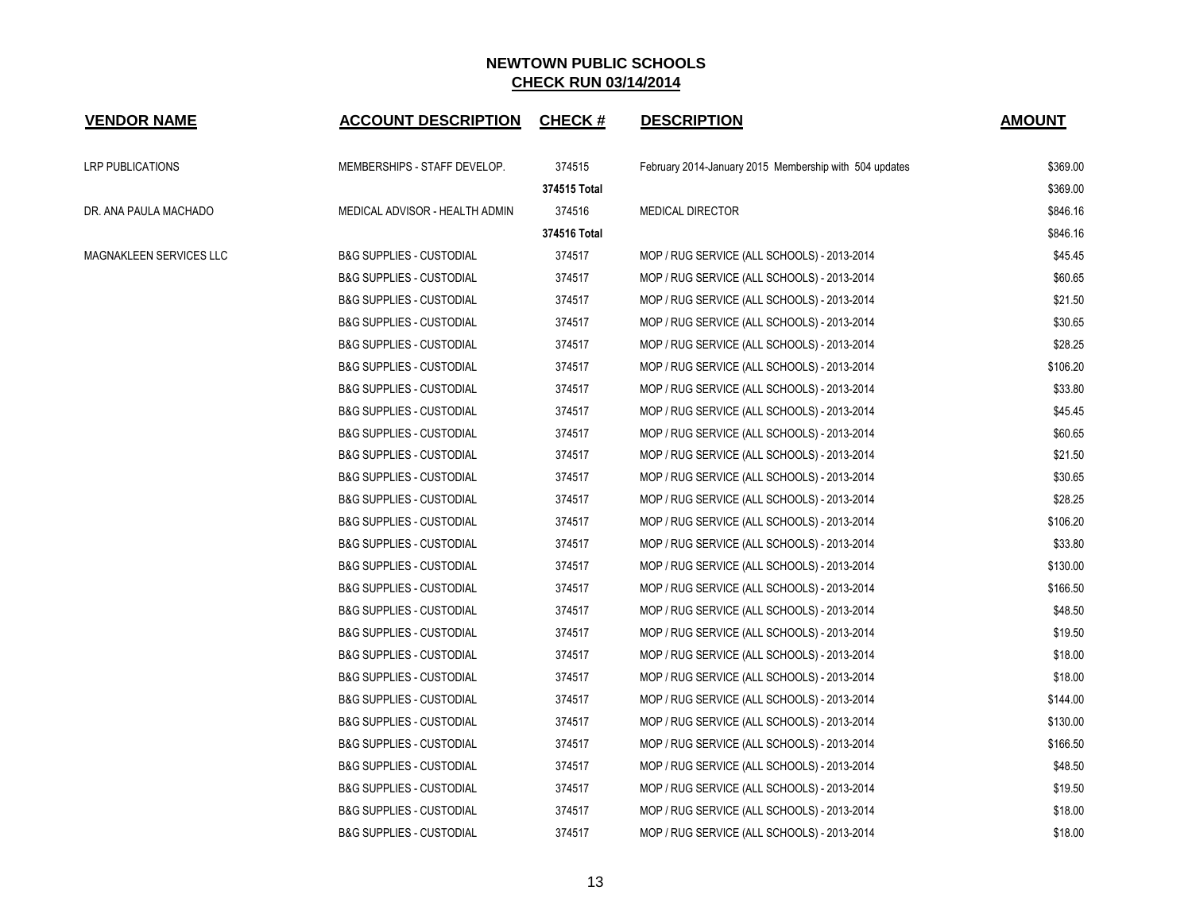## NEWTOWN PUBLIC SCHOOLS
## CHECK RUN 03/14/2014

| VENDOR NAME | ACCOUNT DESCRIPTION | CHECK # | DESCRIPTION | AMOUNT |
|---|---|---|---|---|
| LRP PUBLICATIONS | MEMBERSHIPS - STAFF DEVELOP. | 374515 | February 2014-January 2015 Membership with 504 updates | $369.00 |
| | | **374515 Total** | | $369.00 |
| DR. ANA PAULA MACHADO | MEDICAL ADVISOR - HEALTH ADMIN | 374516 | MEDICAL DIRECTOR | $846.16 |
| | | **374516 Total** | | $846.16 |
| MAGNAKLEEN SERVICES LLC | B&G SUPPLIES - CUSTODIAL | 374517 | MOP / RUG SERVICE (ALL SCHOOLS) - 2013-2014 | $45.45 |
| | B&G SUPPLIES - CUSTODIAL | 374517 | MOP / RUG SERVICE (ALL SCHOOLS) - 2013-2014 | $60.65 |
| | B&G SUPPLIES - CUSTODIAL | 374517 | MOP / RUG SERVICE (ALL SCHOOLS) - 2013-2014 | $21.50 |
| | B&G SUPPLIES - CUSTODIAL | 374517 | MOP / RUG SERVICE (ALL SCHOOLS) - 2013-2014 | $30.65 |
| | B&G SUPPLIES - CUSTODIAL | 374517 | MOP / RUG SERVICE (ALL SCHOOLS) - 2013-2014 | $28.25 |
| | B&G SUPPLIES - CUSTODIAL | 374517 | MOP / RUG SERVICE (ALL SCHOOLS) - 2013-2014 | $106.20 |
| | B&G SUPPLIES - CUSTODIAL | 374517 | MOP / RUG SERVICE (ALL SCHOOLS) - 2013-2014 | $33.80 |
| | B&G SUPPLIES - CUSTODIAL | 374517 | MOP / RUG SERVICE (ALL SCHOOLS) - 2013-2014 | $45.45 |
| | B&G SUPPLIES - CUSTODIAL | 374517 | MOP / RUG SERVICE (ALL SCHOOLS) - 2013-2014 | $60.65 |
| | B&G SUPPLIES - CUSTODIAL | 374517 | MOP / RUG SERVICE (ALL SCHOOLS) - 2013-2014 | $21.50 |
| | B&G SUPPLIES - CUSTODIAL | 374517 | MOP / RUG SERVICE (ALL SCHOOLS) - 2013-2014 | $30.65 |
| | B&G SUPPLIES - CUSTODIAL | 374517 | MOP / RUG SERVICE (ALL SCHOOLS) - 2013-2014 | $28.25 |
| | B&G SUPPLIES - CUSTODIAL | 374517 | MOP / RUG SERVICE (ALL SCHOOLS) - 2013-2014 | $106.20 |
| | B&G SUPPLIES - CUSTODIAL | 374517 | MOP / RUG SERVICE (ALL SCHOOLS) - 2013-2014 | $33.80 |
| | B&G SUPPLIES - CUSTODIAL | 374517 | MOP / RUG SERVICE (ALL SCHOOLS) - 2013-2014 | $130.00 |
| | B&G SUPPLIES - CUSTODIAL | 374517 | MOP / RUG SERVICE (ALL SCHOOLS) - 2013-2014 | $166.50 |
| | B&G SUPPLIES - CUSTODIAL | 374517 | MOP / RUG SERVICE (ALL SCHOOLS) - 2013-2014 | $48.50 |
| | B&G SUPPLIES - CUSTODIAL | 374517 | MOP / RUG SERVICE (ALL SCHOOLS) - 2013-2014 | $19.50 |
| | B&G SUPPLIES - CUSTODIAL | 374517 | MOP / RUG SERVICE (ALL SCHOOLS) - 2013-2014 | $18.00 |
| | B&G SUPPLIES - CUSTODIAL | 374517 | MOP / RUG SERVICE (ALL SCHOOLS) - 2013-2014 | $18.00 |
| | B&G SUPPLIES - CUSTODIAL | 374517 | MOP / RUG SERVICE (ALL SCHOOLS) - 2013-2014 | $144.00 |
| | B&G SUPPLIES - CUSTODIAL | 374517 | MOP / RUG SERVICE (ALL SCHOOLS) - 2013-2014 | $130.00 |
| | B&G SUPPLIES - CUSTODIAL | 374517 | MOP / RUG SERVICE (ALL SCHOOLS) - 2013-2014 | $166.50 |
| | B&G SUPPLIES - CUSTODIAL | 374517 | MOP / RUG SERVICE (ALL SCHOOLS) - 2013-2014 | $48.50 |
| | B&G SUPPLIES - CUSTODIAL | 374517 | MOP / RUG SERVICE (ALL SCHOOLS) - 2013-2014 | $19.50 |
| | B&G SUPPLIES - CUSTODIAL | 374517 | MOP / RUG SERVICE (ALL SCHOOLS) - 2013-2014 | $18.00 |
| | B&G SUPPLIES - CUSTODIAL | 374517 | MOP / RUG SERVICE (ALL SCHOOLS) - 2013-2014 | $18.00 |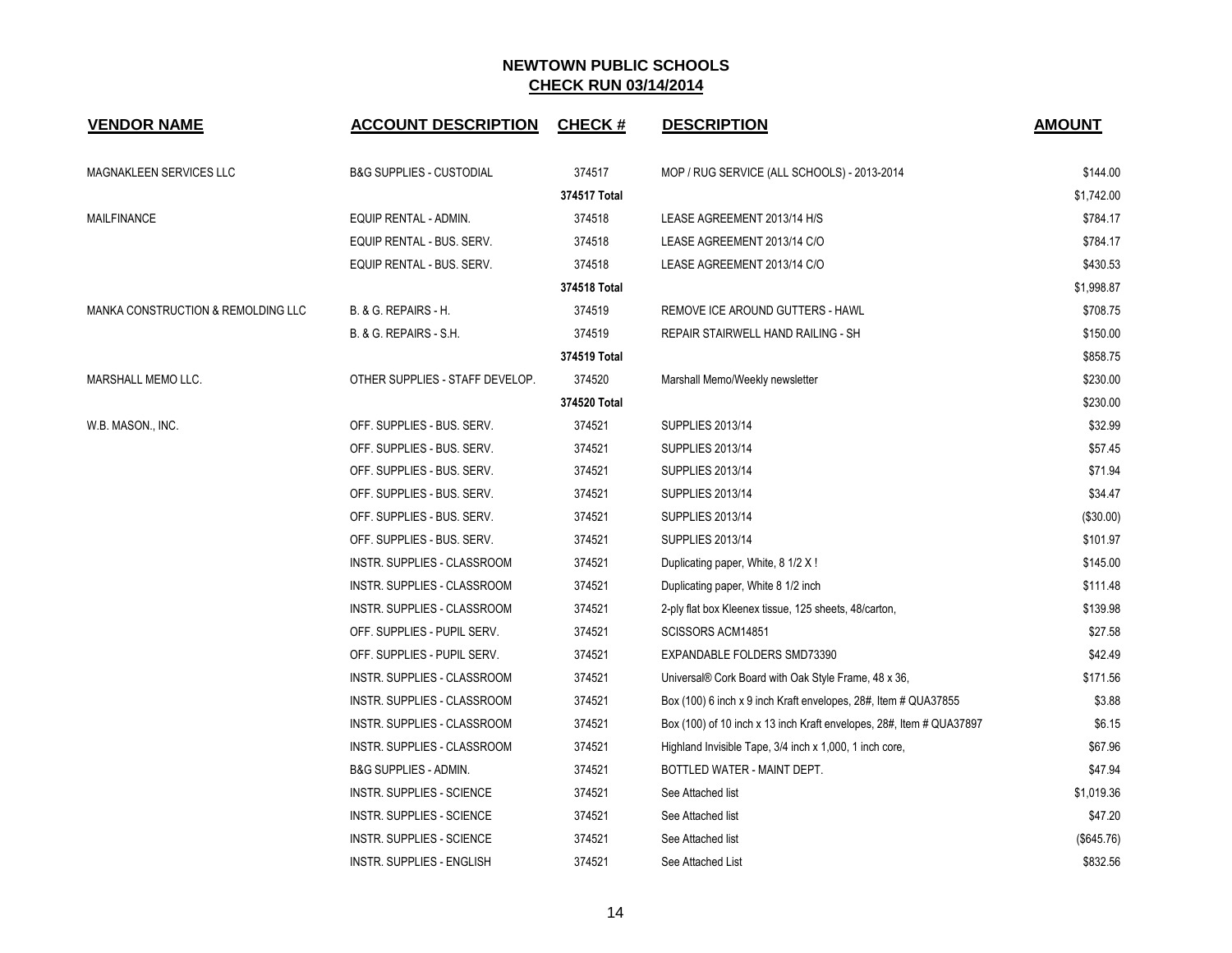## NEWTOWN PUBLIC SCHOOLS
## CHECK RUN 03/14/2014

| VENDOR NAME | ACCOUNT DESCRIPTION | CHECK # | DESCRIPTION | AMOUNT |
|---|---|---|---|---|
| MAGNAKLEEN SERVICES LLC | B&G SUPPLIES - CUSTODIAL | 374517 | MOP / RUG SERVICE (ALL SCHOOLS) - 2013-2014 | $144.00 |
| | | 374517 Total | | $1,742.00 |
| MAILFINANCE | EQUIP RENTAL - ADMIN. | 374518 | LEASE AGREEMENT 2013/14 H/S | $784.17 |
| | EQUIP RENTAL - BUS. SERV. | 374518 | LEASE AGREEMENT 2013/14 C/O | $784.17 |
| | EQUIP RENTAL - BUS. SERV. | 374518 | LEASE AGREEMENT 2013/14 C/O | $430.53 |
| | | 374518 Total | | $1,998.87 |
| MANKA CONSTRUCTION & REMOLDING LLC | B. & G. REPAIRS - H. | 374519 | REMOVE ICE AROUND GUTTERS - HAWL | $708.75 |
| | B. & G. REPAIRS - S.H. | 374519 | REPAIR STAIRWELL HAND RAILING - SH | $150.00 |
| | | 374519 Total | | $858.75 |
| MARSHALL MEMO LLC. | OTHER SUPPLIES - STAFF DEVELOP. | 374520 | Marshall Memo/Weekly newsletter | $230.00 |
| | | 374520 Total | | $230.00 |
| W.B. MASON., INC. | OFF. SUPPLIES - BUS. SERV. | 374521 | SUPPLIES 2013/14 | $32.99 |
| | OFF. SUPPLIES - BUS. SERV. | 374521 | SUPPLIES 2013/14 | $57.45 |
| | OFF. SUPPLIES - BUS. SERV. | 374521 | SUPPLIES 2013/14 | $71.94 |
| | OFF. SUPPLIES - BUS. SERV. | 374521 | SUPPLIES 2013/14 | $34.47 |
| | OFF. SUPPLIES - BUS. SERV. | 374521 | SUPPLIES 2013/14 | ($30.00) |
| | OFF. SUPPLIES - BUS. SERV. | 374521 | SUPPLIES 2013/14 | $101.97 |
| | INSTR. SUPPLIES - CLASSROOM | 374521 | Duplicating paper, White, 8 1/2 X ! | $145.00 |
| | INSTR. SUPPLIES - CLASSROOM | 374521 | Duplicating paper, White 8 1/2 inch | $111.48 |
| | INSTR. SUPPLIES - CLASSROOM | 374521 | 2-ply flat box Kleenex tissue, 125 sheets, 48/carton, | $139.98 |
| | OFF. SUPPLIES - PUPIL SERV. | 374521 | SCISSORS ACM14851 | $27.58 |
| | OFF. SUPPLIES - PUPIL SERV. | 374521 | EXPANDABLE FOLDERS SMD73390 | $42.49 |
| | INSTR. SUPPLIES - CLASSROOM | 374521 | Universal® Cork Board with Oak Style Frame, 48 x 36, | $171.56 |
| | INSTR. SUPPLIES - CLASSROOM | 374521 | Box (100) 6 inch x 9 inch Kraft envelopes, 28#, Item # QUA37855 | $3.88 |
| | INSTR. SUPPLIES - CLASSROOM | 374521 | Box (100) of 10 inch x 13 inch Kraft envelopes, 28#, Item # QUA37897 | $6.15 |
| | INSTR. SUPPLIES - CLASSROOM | 374521 | Highland Invisible Tape, 3/4 inch x 1,000, 1 inch core, | $67.96 |
| | B&G SUPPLIES - ADMIN. | 374521 | BOTTLED WATER - MAINT DEPT. | $47.94 |
| | INSTR. SUPPLIES - SCIENCE | 374521 | See Attached list | $1,019.36 |
| | INSTR. SUPPLIES - SCIENCE | 374521 | See Attached list | $47.20 |
| | INSTR. SUPPLIES - SCIENCE | 374521 | See Attached list | ($645.76) |
| | INSTR. SUPPLIES - ENGLISH | 374521 | See Attached List | $832.56 |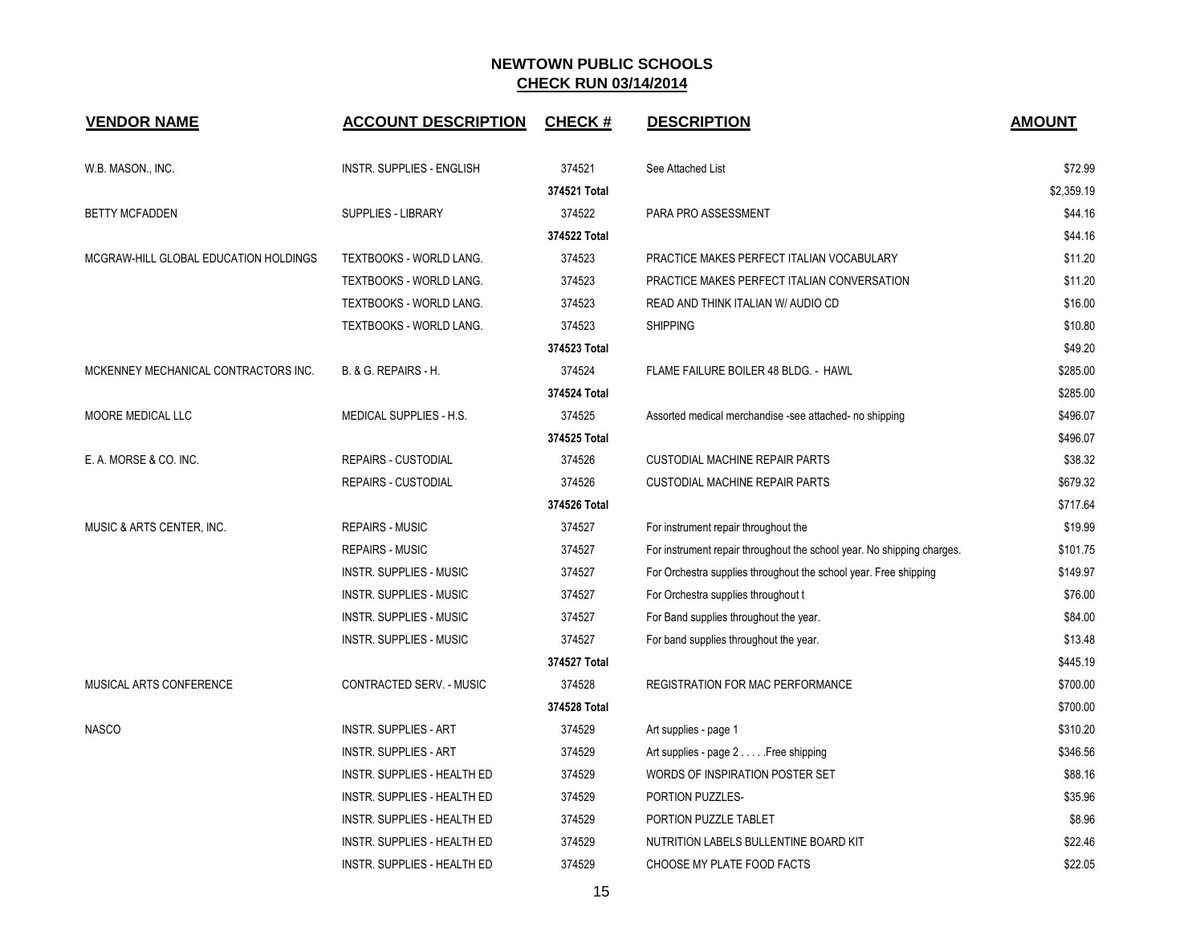# NEWTOWN PUBLIC SCHOOLS

## CHECK RUN 03/14/2014

| VENDOR NAME | ACCOUNT DESCRIPTION | CHECK # | DESCRIPTION | AMOUNT |
|---|---|---|---|---|
| W.B. MASON., INC. | INSTR. SUPPLIES - ENGLISH | 374521 | See Attached List | $72.99 |
| | | 374521 Total | | $2,359.19 |
| BETTY MCFADDEN | SUPPLIES - LIBRARY | 374522 | PARA PRO ASSESSMENT | $44.16 |
| | | 374522 Total | | $44.16 |
| MCGRAW-HILL GLOBAL EDUCATION HOLDINGS | TEXTBOOKS - WORLD LANG. | 374523 | PRACTICE MAKES PERFECT ITALIAN VOCABULARY | $11.20 |
| | TEXTBOOKS - WORLD LANG. | 374523 | PRACTICE MAKES PERFECT ITALIAN CONVERSATION | $11.20 |
| | TEXTBOOKS - WORLD LANG. | 374523 | READ AND THINK ITALIAN W/ AUDIO CD | $16.00 |
| | TEXTBOOKS - WORLD LANG. | 374523 | SHIPPING | $10.80 |
| | | 374523 Total | | $49.20 |
| MCKENNEY MECHANICAL CONTRACTORS INC. | B. & G. REPAIRS - H. | 374524 | FLAME FAILURE BOILER 48 BLDG. - HAWL | $285.00 |
| | | 374524 Total | | $285.00 |
| MOORE MEDICAL LLC | MEDICAL SUPPLIES - H.S. | 374525 | Assorted medical merchandise -see attached- no shipping | $496.07 |
| | | 374525 Total | | $496.07 |
| E. A. MORSE & CO. INC. | REPAIRS - CUSTODIAL | 374526 | CUSTODIAL MACHINE REPAIR PARTS | $38.32 |
| | REPAIRS - CUSTODIAL | 374526 | CUSTODIAL MACHINE REPAIR PARTS | $679.32 |
| | | 374526 Total | | $717.64 |
| MUSIC & ARTS CENTER, INC. | REPAIRS - MUSIC | 374527 | For instrument repair throughout the | $19.99 |
| | REPAIRS - MUSIC | 374527 | For instrument repair throughout the school year. No shipping charges. | $101.75 |
| | INSTR. SUPPLIES - MUSIC | 374527 | For Orchestra supplies throughout the school year. Free shipping | $149.97 |
| | INSTR. SUPPLIES - MUSIC | 374527 | For Orchestra supplies throughout t | $76.00 |
| | INSTR. SUPPLIES - MUSIC | 374527 | For Band supplies throughout the year. | $84.00 |
| | INSTR. SUPPLIES - MUSIC | 374527 | For band supplies throughout the year. | $13.48 |
| | | 374527 Total | | $445.19 |
| MUSICAL ARTS CONFERENCE | CONTRACTED SERV. - MUSIC | 374528 | REGISTRATION FOR MAC PERFORMANCE | $700.00 |
| | | 374528 Total | | $700.00 |
| NASCO | INSTR. SUPPLIES - ART | 374529 | Art supplies - page 1 | $310.20 |
| | INSTR. SUPPLIES - ART | 374529 | Art supplies - page 2 . . . . .Free shipping | $346.56 |
| | INSTR. SUPPLIES - HEALTH ED | 374529 | WORDS OF INSPIRATION POSTER SET | $88.16 |
| | INSTR. SUPPLIES - HEALTH ED | 374529 | PORTION PUZZLES- | $35.96 |
| | INSTR. SUPPLIES - HEALTH ED | 374529 | PORTION PUZZLE TABLET | $8.96 |
| | INSTR. SUPPLIES - HEALTH ED | 374529 | NUTRITION LABELS BULLENTINE BOARD KIT | $22.46 |
| | INSTR. SUPPLIES - HEALTH ED | 374529 | CHOOSE MY PLATE FOOD FACTS | $22.05 |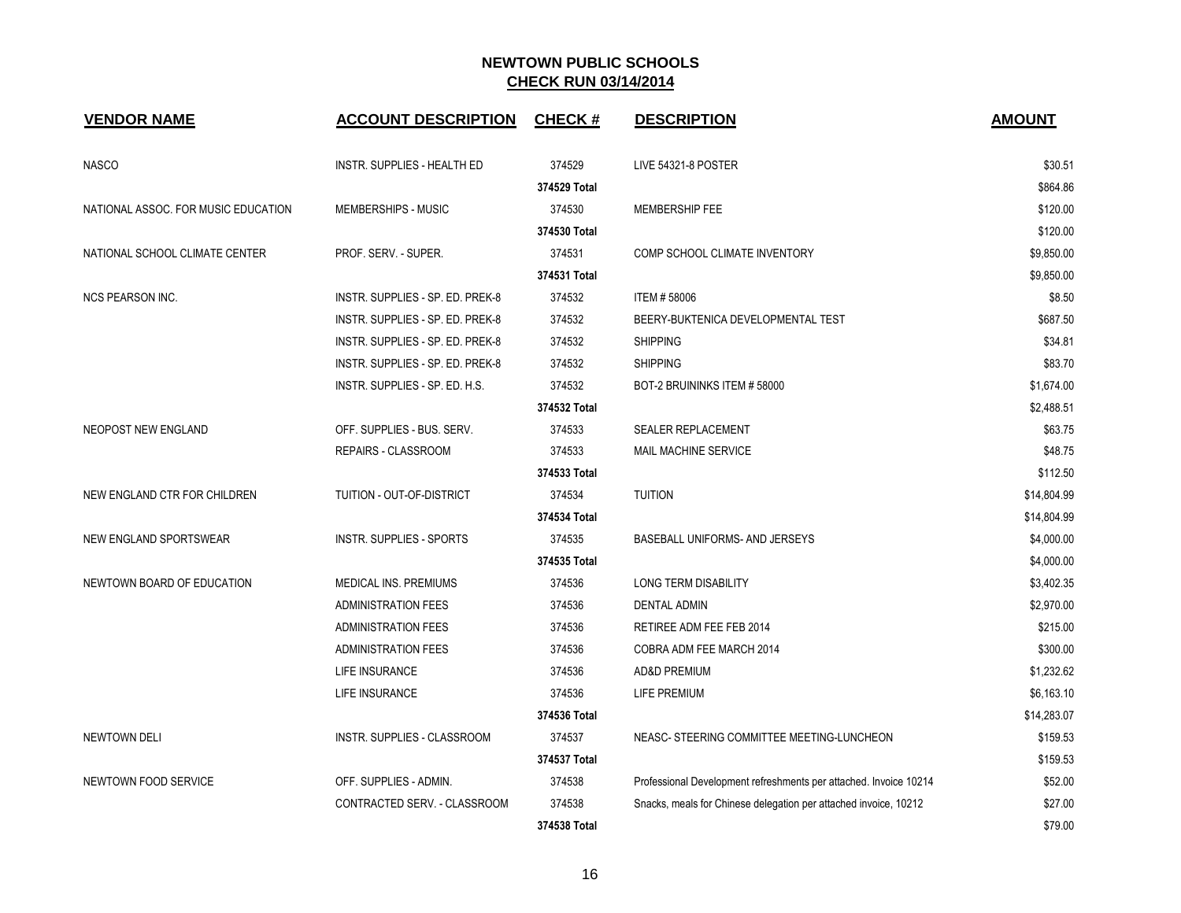**NEWTOWN PUBLIC SCHOOLS**
**CHECK RUN 03/14/2014**

| VENDOR NAME | ACCOUNT DESCRIPTION | CHECK # | DESCRIPTION | AMOUNT |
|---|---|---|---|---|
| NASCO | INSTR. SUPPLIES - HEALTH ED | 374529 | LIVE 54321-8 POSTER | $30.51 |
| | | **374529 Total** | | $864.86 |
| NATIONAL ASSOC. FOR MUSIC EDUCATION | MEMBERSHIPS - MUSIC | 374530 | MEMBERSHIP FEE | $120.00 |
| | | **374530 Total** | | $120.00 |
| NATIONAL SCHOOL CLIMATE CENTER | PROF. SERV. - SUPER. | 374531 | COMP SCHOOL CLIMATE INVENTORY | $9,850.00 |
| | | **374531 Total** | | $9,850.00 |
| NCS PEARSON INC. | INSTR. SUPPLIES - SP. ED. PREK-8 | 374532 | ITEM # 58006 | $8.50 |
| | INSTR. SUPPLIES - SP. ED. PREK-8 | 374532 | BEERY-BUKTENICA DEVELOPMENTAL TEST | $687.50 |
| | INSTR. SUPPLIES - SP. ED. PREK-8 | 374532 | SHIPPING | $34.81 |
| | INSTR. SUPPLIES - SP. ED. PREK-8 | 374532 | SHIPPING | $83.70 |
| | INSTR. SUPPLIES - SP. ED. H.S. | 374532 | BOT-2 BRUININKS ITEM # 58000 | $1,674.00 |
| | | **374532 Total** | | $2,488.51 |
| NEOPOST NEW ENGLAND | OFF. SUPPLIES - BUS. SERV. | 374533 | SEALER REPLACEMENT | $63.75 |
| | REPAIRS - CLASSROOM | 374533 | MAIL MACHINE SERVICE | $48.75 |
| | | **374533 Total** | | $112.50 |
| NEW ENGLAND CTR FOR CHILDREN | TUITION - OUT-OF-DISTRICT | 374534 | TUITION | $14,804.99 |
| | | **374534 Total** | | $14,804.99 |
| NEW ENGLAND SPORTSWEAR | INSTR. SUPPLIES - SPORTS | 374535 | BASEBALL UNIFORMS- AND JERSEYS | $4,000.00 |
| | | **374535 Total** | | $4,000.00 |
| NEWTOWN BOARD OF EDUCATION | MEDICAL INS. PREMIUMS | 374536 | LONG TERM DISABILITY | $3,402.35 |
| | ADMINISTRATION FEES | 374536 | DENTAL ADMIN | $2,970.00 |
| | ADMINISTRATION FEES | 374536 | RETIREE ADM FEE FEB 2014 | $215.00 |
| | ADMINISTRATION FEES | 374536 | COBRA ADM FEE MARCH 2014 | $300.00 |
| | LIFE INSURANCE | 374536 | AD&D PREMIUM | $1,232.62 |
| | LIFE INSURANCE | 374536 | LIFE PREMIUM | $6,163.10 |
| | | **374536 Total** | | $14,283.07 |
| NEWTOWN DELI | INSTR. SUPPLIES - CLASSROOM | 374537 | NEASC- STEERING COMMITTEE MEETING-LUNCHEON | $159.53 |
| | | **374537 Total** | | $159.53 |
| NEWTOWN FOOD SERVICE | OFF. SUPPLIES - ADMIN. | 374538 | Professional Development refreshments per attached. Invoice 10214 | $52.00 |
| | CONTRACTED SERV. - CLASSROOM | 374538 | Snacks, meals for Chinese delegation per attached invoice, 10212 | $27.00 |
| | | **374538 Total** | | $79.00 |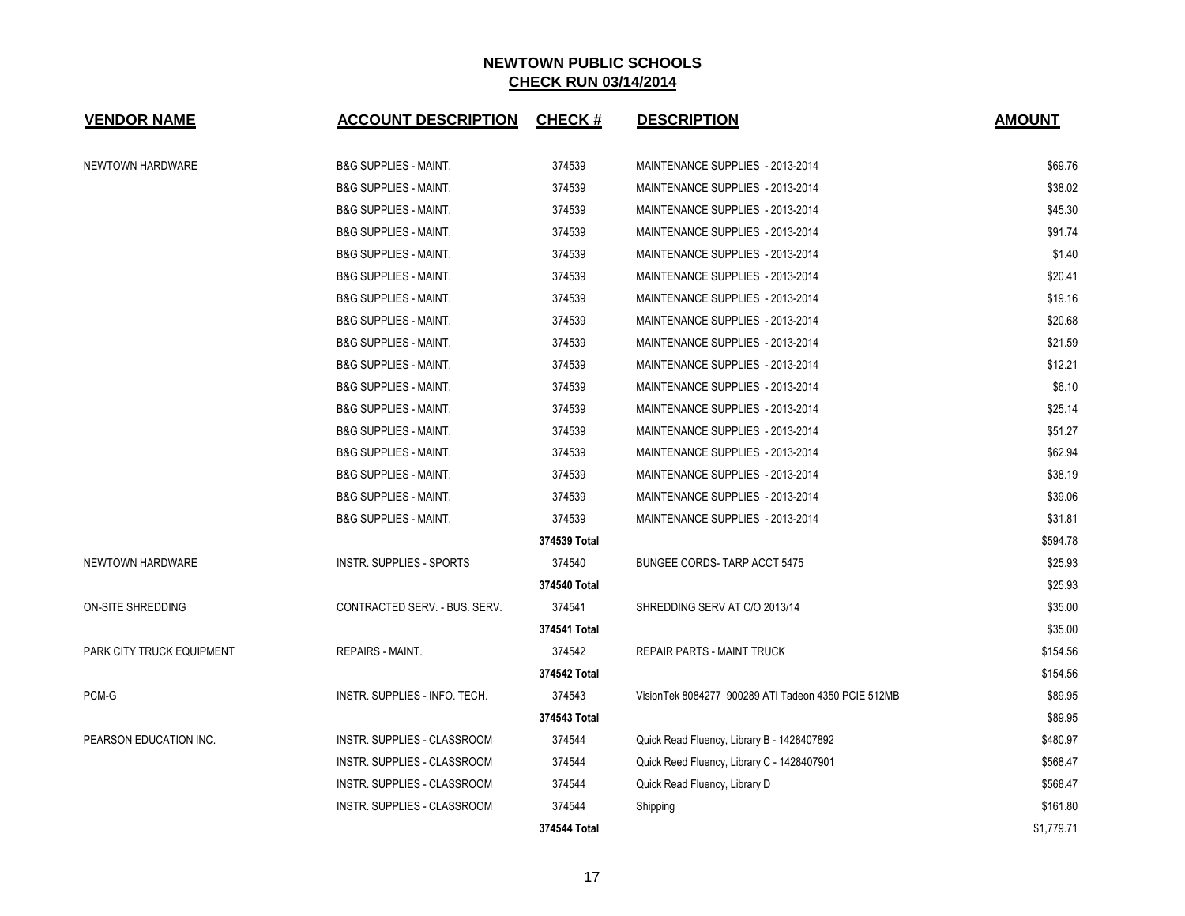# NEWTOWN PUBLIC SCHOOLS

## CHECK RUN 03/14/2014

| VENDOR NAME | ACCOUNT DESCRIPTION | CHECK # | DESCRIPTION | AMOUNT |
|---|---|---|---|---|
| NEWTOWN HARDWARE | B&G SUPPLIES - MAINT. | 374539 | MAINTENANCE SUPPLIES - 2013-2014 | $69.76 |
| | B&G SUPPLIES - MAINT. | 374539 | MAINTENANCE SUPPLIES - 2013-2014 | $38.02 |
| | B&G SUPPLIES - MAINT. | 374539 | MAINTENANCE SUPPLIES - 2013-2014 | $45.30 |
| | B&G SUPPLIES - MAINT. | 374539 | MAINTENANCE SUPPLIES - 2013-2014 | $91.74 |
| | B&G SUPPLIES - MAINT. | 374539 | MAINTENANCE SUPPLIES - 2013-2014 | $1.40 |
| | B&G SUPPLIES - MAINT. | 374539 | MAINTENANCE SUPPLIES - 2013-2014 | $20.41 |
| | B&G SUPPLIES - MAINT. | 374539 | MAINTENANCE SUPPLIES - 2013-2014 | $19.16 |
| | B&G SUPPLIES - MAINT. | 374539 | MAINTENANCE SUPPLIES - 2013-2014 | $20.68 |
| | B&G SUPPLIES - MAINT. | 374539 | MAINTENANCE SUPPLIES - 2013-2014 | $21.59 |
| | B&G SUPPLIES - MAINT. | 374539 | MAINTENANCE SUPPLIES - 2013-2014 | $12.21 |
| | B&G SUPPLIES - MAINT. | 374539 | MAINTENANCE SUPPLIES - 2013-2014 | $6.10 |
| | B&G SUPPLIES - MAINT. | 374539 | MAINTENANCE SUPPLIES - 2013-2014 | $25.14 |
| | B&G SUPPLIES - MAINT. | 374539 | MAINTENANCE SUPPLIES - 2013-2014 | $51.27 |
| | B&G SUPPLIES - MAINT. | 374539 | MAINTENANCE SUPPLIES - 2013-2014 | $62.94 |
| | B&G SUPPLIES - MAINT. | 374539 | MAINTENANCE SUPPLIES - 2013-2014 | $38.19 |
| | B&G SUPPLIES - MAINT. | 374539 | MAINTENANCE SUPPLIES - 2013-2014 | $39.06 |
| | B&G SUPPLIES - MAINT. | 374539 | MAINTENANCE SUPPLIES - 2013-2014 | $31.81 |
| | | **374539 Total** | | $594.78 |
| NEWTOWN HARDWARE | INSTR. SUPPLIES - SPORTS | 374540 | BUNGEE CORDS- TARP ACCT 5475 | $25.93 |
| | | **374540 Total** | | $25.93 |
| ON-SITE SHREDDING | CONTRACTED SERV. - BUS. SERV. | 374541 | SHREDDING SERV AT C/O 2013/14 | $35.00 |
| | | **374541 Total** | | $35.00 |
| PARK CITY TRUCK EQUIPMENT | REPAIRS - MAINT. | 374542 | REPAIR PARTS - MAINT TRUCK | $154.56 |
| | | **374542 Total** | | $154.56 |
| PCM-G | INSTR. SUPPLIES - INFO. TECH. | 374543 | VisionTek 8084277 900289 ATI Tadeon 4350 PCIE 512MB | $89.95 |
| | | **374543 Total** | | $89.95 |
| PEARSON EDUCATION INC. | INSTR. SUPPLIES - CLASSROOM | 374544 | Quick Read Fluency, Library B - 1428407892 | $480.97 |
| | INSTR. SUPPLIES - CLASSROOM | 374544 | Quick Reed Fluency, Library C - 1428407901 | $568.47 |
| | INSTR. SUPPLIES - CLASSROOM | 374544 | Quick Read Fluency, Library D | $568.47 |
| | INSTR. SUPPLIES - CLASSROOM | 374544 | Shipping | $161.80 |
| | | **374544 Total** | | $1,779.71 |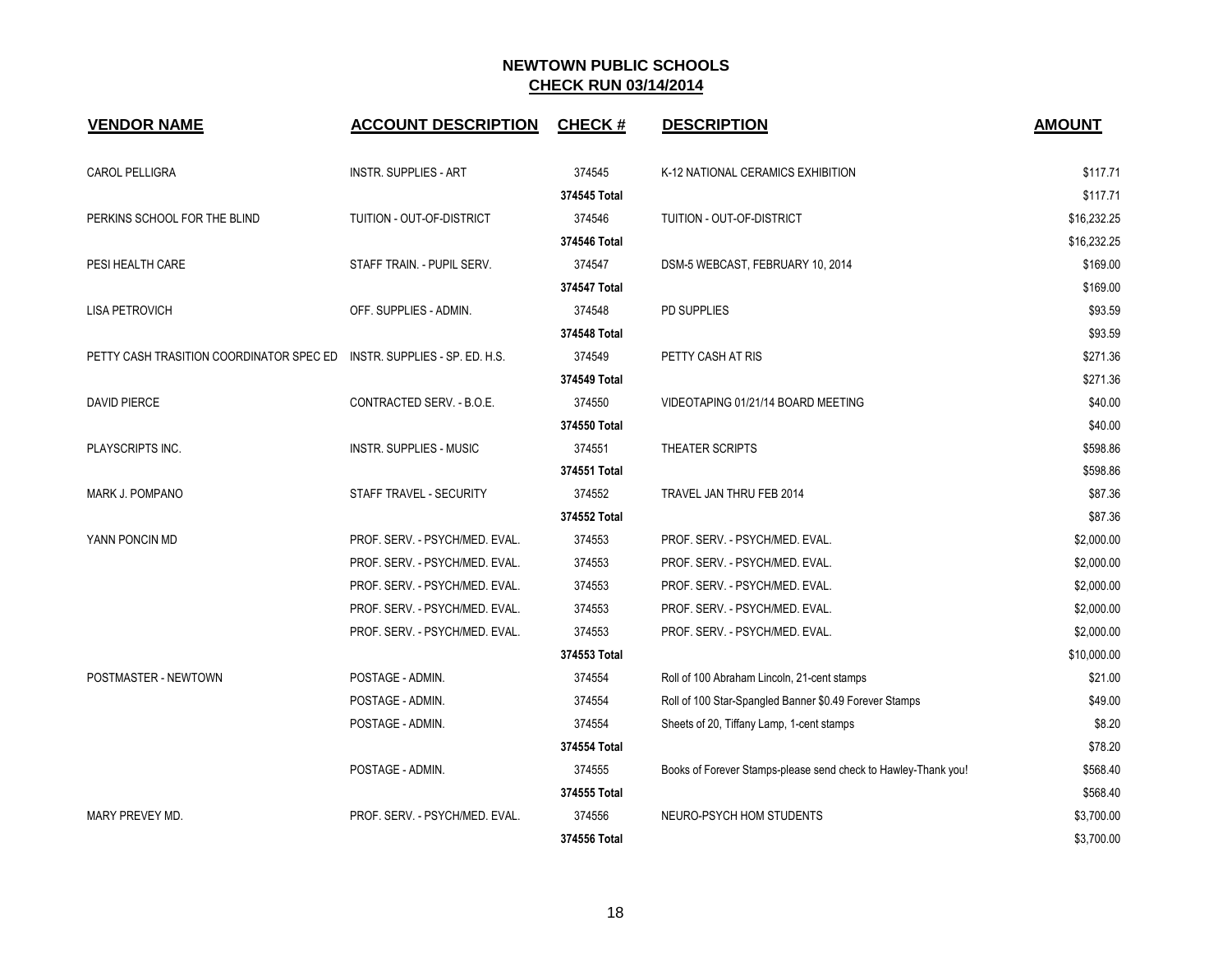## NEWTOWN PUBLIC SCHOOLS
## CHECK RUN 03/14/2014

| VENDOR NAME | ACCOUNT DESCRIPTION | CHECK # | DESCRIPTION | AMOUNT |
|---|---|---|---|---|
| CAROL PELLIGRA | INSTR. SUPPLIES - ART | 374545 | K-12 NATIONAL CERAMICS EXHIBITION | $117.71 |
| | | **374545 Total** | | $117.71 |
| PERKINS SCHOOL FOR THE BLIND | TUITION - OUT-OF-DISTRICT | 374546 | TUITION - OUT-OF-DISTRICT | $16,232.25 |
| | | **374546 Total** | | $16,232.25 |
| PESI HEALTH CARE | STAFF TRAIN. - PUPIL SERV. | 374547 | DSM-5 WEBCAST, FEBRUARY 10, 2014 | $169.00 |
| | | **374547 Total** | | $169.00 |
| LISA PETROVICH | OFF. SUPPLIES - ADMIN. | 374548 | PD SUPPLIES | $93.59 |
| | | **374548 Total** | | $93.59 |
| PETTY CASH TRASITION COORDINATOR SPEC ED | INSTR. SUPPLIES - SP. ED. H.S. | 374549 | PETTY CASH AT RIS | $271.36 |
| | | **374549 Total** | | $271.36 |
| DAVID PIERCE | CONTRACTED SERV. - B.O.E. | 374550 | VIDEOTAPING 01/21/14 BOARD MEETING | $40.00 |
| | | **374550 Total** | | $40.00 |
| PLAYSCRIPTS INC. | INSTR. SUPPLIES - MUSIC | 374551 | THEATER SCRIPTS | $598.86 |
| | | **374551 Total** | | $598.86 |
| MARK J. POMPANO | STAFF TRAVEL - SECURITY | 374552 | TRAVEL JAN THRU FEB 2014 | $87.36 |
| | | **374552 Total** | | $87.36 |
| YANN PONCIN MD | PROF. SERV. - PSYCH/MED. EVAL. | 374553 | PROF. SERV. - PSYCH/MED. EVAL. | $2,000.00 |
| | PROF. SERV. - PSYCH/MED. EVAL. | 374553 | PROF. SERV. - PSYCH/MED. EVAL. | $2,000.00 |
| | PROF. SERV. - PSYCH/MED. EVAL. | 374553 | PROF. SERV. - PSYCH/MED. EVAL. | $2,000.00 |
| | PROF. SERV. - PSYCH/MED. EVAL. | 374553 | PROF. SERV. - PSYCH/MED. EVAL. | $2,000.00 |
| | PROF. SERV. - PSYCH/MED. EVAL. | 374553 | PROF. SERV. - PSYCH/MED. EVAL. | $2,000.00 |
| | | **374553 Total** | | $10,000.00 |
| POSTMASTER - NEWTOWN | POSTAGE - ADMIN. | 374554 | Roll of 100 Abraham Lincoln, 21-cent stamps | $21.00 |
| | POSTAGE - ADMIN. | 374554 | Roll of 100 Star-Spangled Banner $0.49 Forever Stamps | $49.00 |
| | POSTAGE - ADMIN. | 374554 | Sheets of 20, Tiffany Lamp, 1-cent stamps | $8.20 |
| | | **374554 Total** | | $78.20 |
| | POSTAGE - ADMIN. | 374555 | Books of Forever Stamps-please send check to Hawley-Thank you! | $568.40 |
| | | **374555 Total** | | $568.40 |
| MARY PREVEY MD. | PROF. SERV. - PSYCH/MED. EVAL. | 374556 | NEURO-PSYCH HOM STUDENTS | $3,700.00 |
| | | **374556 Total** | | $3,700.00 |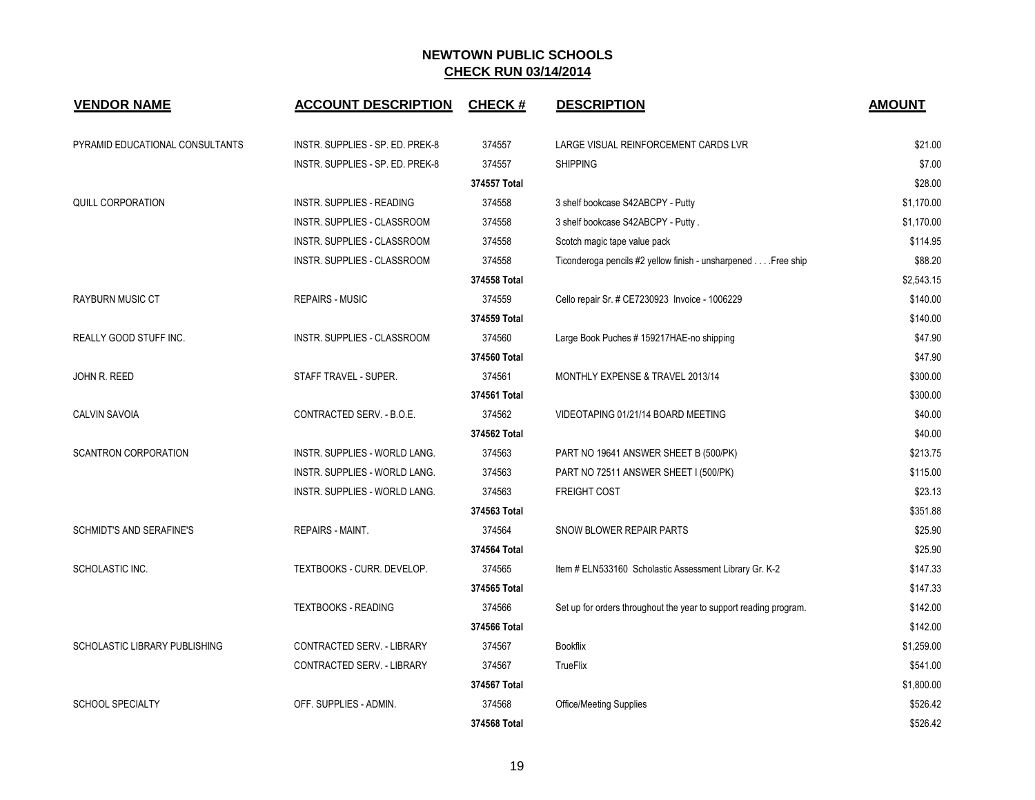# NEWTOWN PUBLIC SCHOOLS

## CHECK RUN 03/14/2014

| VENDOR NAME | ACCOUNT DESCRIPTION | CHECK # | DESCRIPTION | AMOUNT |
|---|---|---|---|---|
| PYRAMID EDUCATIONAL CONSULTANTS | INSTR. SUPPLIES - SP. ED. PREK-8 | 374557 | LARGE VISUAL REINFORCEMENT CARDS LVR | $21.00 |
| | INSTR. SUPPLIES - SP. ED. PREK-8 | 374557 | SHIPPING | $7.00 |
| | | 374557 Total | | $28.00 |
| QUILL CORPORATION | INSTR. SUPPLIES - READING | 374558 | 3 shelf bookcase S42ABCPY - Putty | $1,170.00 |
| | INSTR. SUPPLIES - CLASSROOM | 374558 | 3 shelf bookcase S42ABCPY - Putty . | $1,170.00 |
| | INSTR. SUPPLIES - CLASSROOM | 374558 | Scotch magic tape value pack | $114.95 |
| | INSTR. SUPPLIES - CLASSROOM | 374558 | Ticonderoga pencils #2 yellow finish - unsharpened . . . .Free ship | $88.20 |
| | | 374558 Total | | $2,543.15 |
| RAYBURN MUSIC CT | REPAIRS - MUSIC | 374559 | Cello repair Sr. # CE7230923 Invoice - 1006229 | $140.00 |
| | | 374559 Total | | $140.00 |
| REALLY GOOD STUFF INC. | INSTR. SUPPLIES - CLASSROOM | 374560 | Large Book Puches # 159217HAE-no shipping | $47.90 |
| | | 374560 Total | | $47.90 |
| JOHN R. REED | STAFF TRAVEL - SUPER. | 374561 | MONTHLY EXPENSE & TRAVEL 2013/14 | $300.00 |
| | | 374561 Total | | $300.00 |
| CALVIN SAVOIA | CONTRACTED SERV. - B.O.E. | 374562 | VIDEOTAPING 01/21/14 BOARD MEETING | $40.00 |
| | | 374562 Total | | $40.00 |
| SCANTRON CORPORATION | INSTR. SUPPLIES - WORLD LANG. | 374563 | PART NO 19641 ANSWER SHEET B (500/PK) | $213.75 |
| | INSTR. SUPPLIES - WORLD LANG. | 374563 | PART NO 72511 ANSWER SHEET I (500/PK) | $115.00 |
| | INSTR. SUPPLIES - WORLD LANG. | 374563 | FREIGHT COST | $23.13 |
| | | 374563 Total | | $351.88 |
| SCHMIDT'S AND SERAFINE'S | REPAIRS - MAINT. | 374564 | SNOW BLOWER REPAIR PARTS | $25.90 |
| | | 374564 Total | | $25.90 |
| SCHOLASTIC INC. | TEXTBOOKS - CURR. DEVELOP. | 374565 | Item # ELN533160 Scholastic Assessment Library Gr. K-2 | $147.33 |
| | | 374565 Total | | $147.33 |
| | TEXTBOOKS - READING | 374566 | Set up for orders throughout the year to support reading program. | $142.00 |
| | | 374566 Total | | $142.00 |
| SCHOLASTIC LIBRARY PUBLISHING | CONTRACTED SERV. - LIBRARY | 374567 | Bookflix | $1,259.00 |
| | CONTRACTED SERV. - LIBRARY | 374567 | TrueFlix | $541.00 |
| | | 374567 Total | | $1,800.00 |
| SCHOOL SPECIALTY | OFF. SUPPLIES - ADMIN. | 374568 | Office/Meeting Supplies | $526.42 |
| | | 374568 Total | | $526.42 |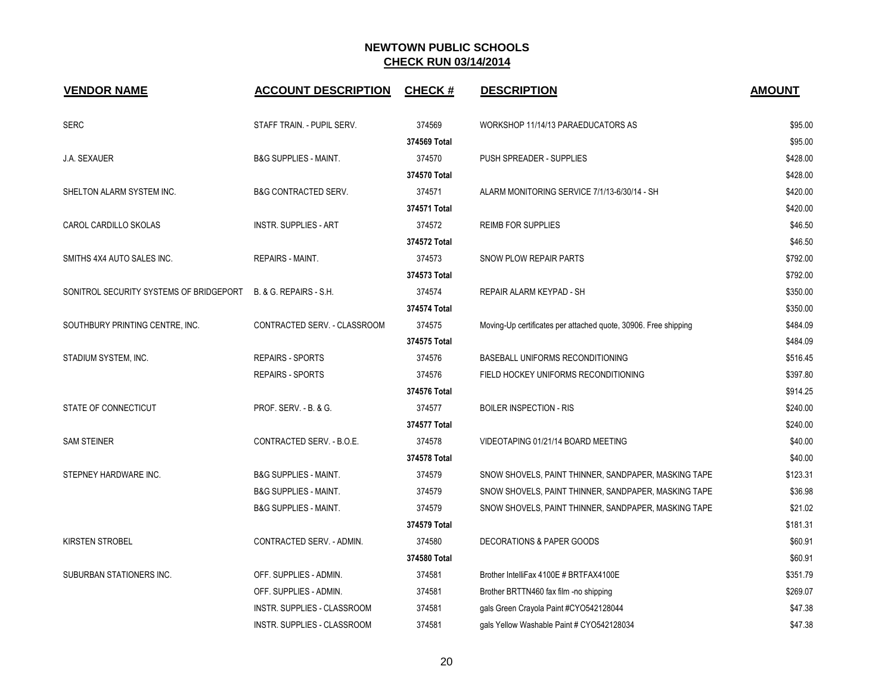**NEWTOWN PUBLIC SCHOOLS**

**CHECK RUN 03/14/2014**

| VENDOR NAME | ACCOUNT DESCRIPTION | CHECK # | DESCRIPTION | AMOUNT |
|---|---|---|---|---|
| SERC | STAFF TRAIN. - PUPIL SERV. | 374569 | WORKSHOP 11/14/13 PARAEDUCATORS AS | $95.00 |
| | | 374569 Total | | $95.00 |
| J.A. SEXAUER | B&G SUPPLIES - MAINT. | 374570 | PUSH SPREADER - SUPPLIES | $428.00 |
| | | 374570 Total | | $428.00 |
| SHELTON ALARM SYSTEM INC. | B&G CONTRACTED SERV. | 374571 | ALARM MONITORING SERVICE 7/1/13-6/30/14 - SH | $420.00 |
| | | 374571 Total | | $420.00 |
| CAROL CARDILLO SKOLAS | INSTR. SUPPLIES - ART | 374572 | REIMB FOR SUPPLIES | $46.50 |
| | | 374572 Total | | $46.50 |
| SMITHS 4X4 AUTO SALES INC. | REPAIRS - MAINT. | 374573 | SNOW PLOW REPAIR PARTS | $792.00 |
| | | 374573 Total | | $792.00 |
| SONITROL SECURITY SYSTEMS OF BRIDGEPORT | B. & G. REPAIRS - S.H. | 374574 | REPAIR ALARM KEYPAD - SH | $350.00 |
| | | 374574 Total | | $350.00 |
| SOUTHBURY PRINTING CENTRE, INC. | CONTRACTED SERV. - CLASSROOM | 374575 | Moving-Up certificates per attached quote, 30906. Free shipping | $484.09 |
| | | 374575 Total | | $484.09 |
| STADIUM SYSTEM, INC. | REPAIRS - SPORTS | 374576 | BASEBALL UNIFORMS RECONDITIONING | $516.45 |
| | REPAIRS - SPORTS | 374576 | FIELD HOCKEY UNIFORMS RECONDITIONING | $397.80 |
| | | 374576 Total | | $914.25 |
| STATE OF CONNECTICUT | PROF. SERV. - B. & G. | 374577 | BOILER INSPECTION - RIS | $240.00 |
| | | 374577 Total | | $240.00 |
| SAM STEINER | CONTRACTED SERV. - B.O.E. | 374578 | VIDEOTAPING 01/21/14 BOARD MEETING | $40.00 |
| | | 374578 Total | | $40.00 |
| STEPNEY HARDWARE INC. | B&G SUPPLIES - MAINT. | 374579 | SNOW SHOVELS, PAINT THINNER, SANDPAPER, MASKING TAPE | $123.31 |
| | B&G SUPPLIES - MAINT. | 374579 | SNOW SHOVELS, PAINT THINNER, SANDPAPER, MASKING TAPE | $36.98 |
| | B&G SUPPLIES - MAINT. | 374579 | SNOW SHOVELS, PAINT THINNER, SANDPAPER, MASKING TAPE | $21.02 |
| | | 374579 Total | | $181.31 |
| KIRSTEN STROBEL | CONTRACTED SERV. - ADMIN. | 374580 | DECORATIONS & PAPER GOODS | $60.91 |
| | | 374580 Total | | $60.91 |
| SUBURBAN STATIONERS INC. | OFF. SUPPLIES - ADMIN. | 374581 | Brother IntelliFax 4100E # BRTFAX4100E | $351.79 |
| | OFF. SUPPLIES - ADMIN. | 374581 | Brother BRTTN460 fax film -no shipping | $269.07 |
| | INSTR. SUPPLIES - CLASSROOM | 374581 | gals Green Crayola Paint #CYO542128044 | $47.38 |
| | INSTR. SUPPLIES - CLASSROOM | 374581 | gals Yellow Washable Paint # CYO542128034 | $47.38 |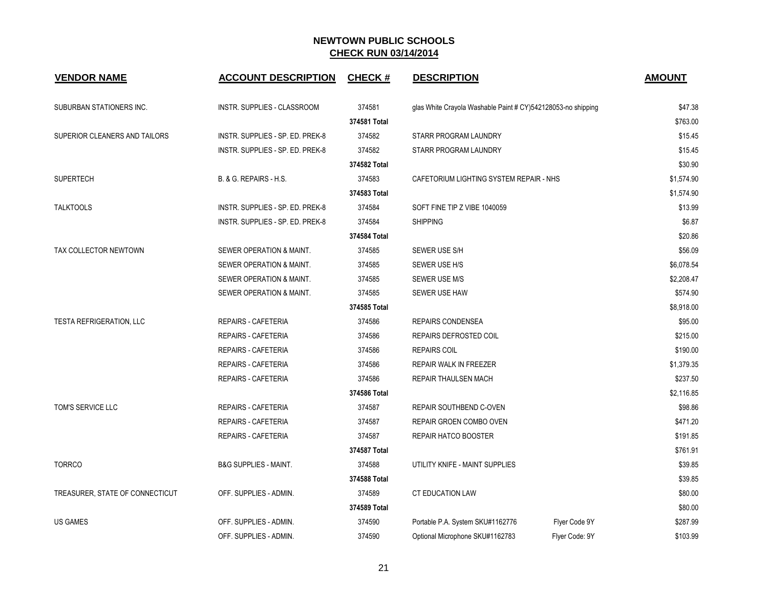## NEWTOWN PUBLIC SCHOOLS

## CHECK RUN 03/14/2014

| VENDOR NAME | ACCOUNT DESCRIPTION | CHECK # | DESCRIPTION | | AMOUNT |
|---|---|---|---|---|---|
| SUBURBAN STATIONERS INC. | INSTR. SUPPLIES - CLASSROOM | 374581 | glas White Crayola Washable Paint # CY)542128053-no shipping | | $47.38 |
| | | 374581 Total | | | $763.00 |
| SUPERIOR CLEANERS AND TAILORS | INSTR. SUPPLIES - SP. ED. PREK-8 | 374582 | STARR PROGRAM LAUNDRY | | $15.45 |
| | INSTR. SUPPLIES - SP. ED. PREK-8 | 374582 | STARR PROGRAM LAUNDRY | | $15.45 |
| | | 374582 Total | | | $30.90 |
| SUPERTECH | B. & G. REPAIRS - H.S. | 374583 | CAFETORIUM LIGHTING SYSTEM REPAIR - NHS | | $1,574.90 |
| | | 374583 Total | | | $1,574.90 |
| TALKTOOLS | INSTR. SUPPLIES - SP. ED. PREK-8 | 374584 | SOFT FINE TIP Z VIBE 1040059 | | $13.99 |
| | INSTR. SUPPLIES - SP. ED. PREK-8 | 374584 | SHIPPING | | $6.87 |
| | | 374584 Total | | | $20.86 |
| TAX COLLECTOR NEWTOWN | SEWER OPERATION & MAINT. | 374585 | SEWER USE S/H | | $56.09 |
| | SEWER OPERATION & MAINT. | 374585 | SEWER USE H/S | | $6,078.54 |
| | SEWER OPERATION & MAINT. | 374585 | SEWER USE M/S | | $2,208.47 |
| | SEWER OPERATION & MAINT. | 374585 | SEWER USE HAW | | $574.90 |
| | | 374585 Total | | | $8,918.00 |
| TESTA REFRIGERATION, LLC | REPAIRS - CAFETERIA | 374586 | REPAIRS CONDENSEA | | $95.00 |
| | REPAIRS - CAFETERIA | 374586 | REPAIRS DEFROSTED COIL | | $215.00 |
| | REPAIRS - CAFETERIA | 374586 | REPAIRS COIL | | $190.00 |
| | REPAIRS - CAFETERIA | 374586 | REPAIR WALK IN FREEZER | | $1,379.35 |
| | REPAIRS - CAFETERIA | 374586 | REPAIR THAULSEN MACH | | $237.50 |
| | | 374586 Total | | | $2,116.85 |
| TOM'S SERVICE LLC | REPAIRS - CAFETERIA | 374587 | REPAIR SOUTHBEND C-OVEN | | $98.86 |
| | REPAIRS - CAFETERIA | 374587 | REPAIR GROEN COMBO OVEN | | $471.20 |
| | REPAIRS - CAFETERIA | 374587 | REPAIR HATCO BOOSTER | | $191.85 |
| | | 374587 Total | | | $761.91 |
| TORRCO | B&G SUPPLIES - MAINT. | 374588 | UTILITY KNIFE - MAINT SUPPLIES | | $39.85 |
| | | 374588 Total | | | $39.85 |
| TREASURER, STATE OF CONNECTICUT | OFF. SUPPLIES - ADMIN. | 374589 | CT EDUCATION LAW | | $80.00 |
| | | 374589 Total | | | $80.00 |
| US GAMES | OFF. SUPPLIES - ADMIN. | 374590 | Portable P.A. System SKU#1162776 | Flyer Code 9Y | $287.99 |
| | OFF. SUPPLIES - ADMIN. | 374590 | Optional Microphone SKU#1162783 | Flyer Code: 9Y | $103.99 |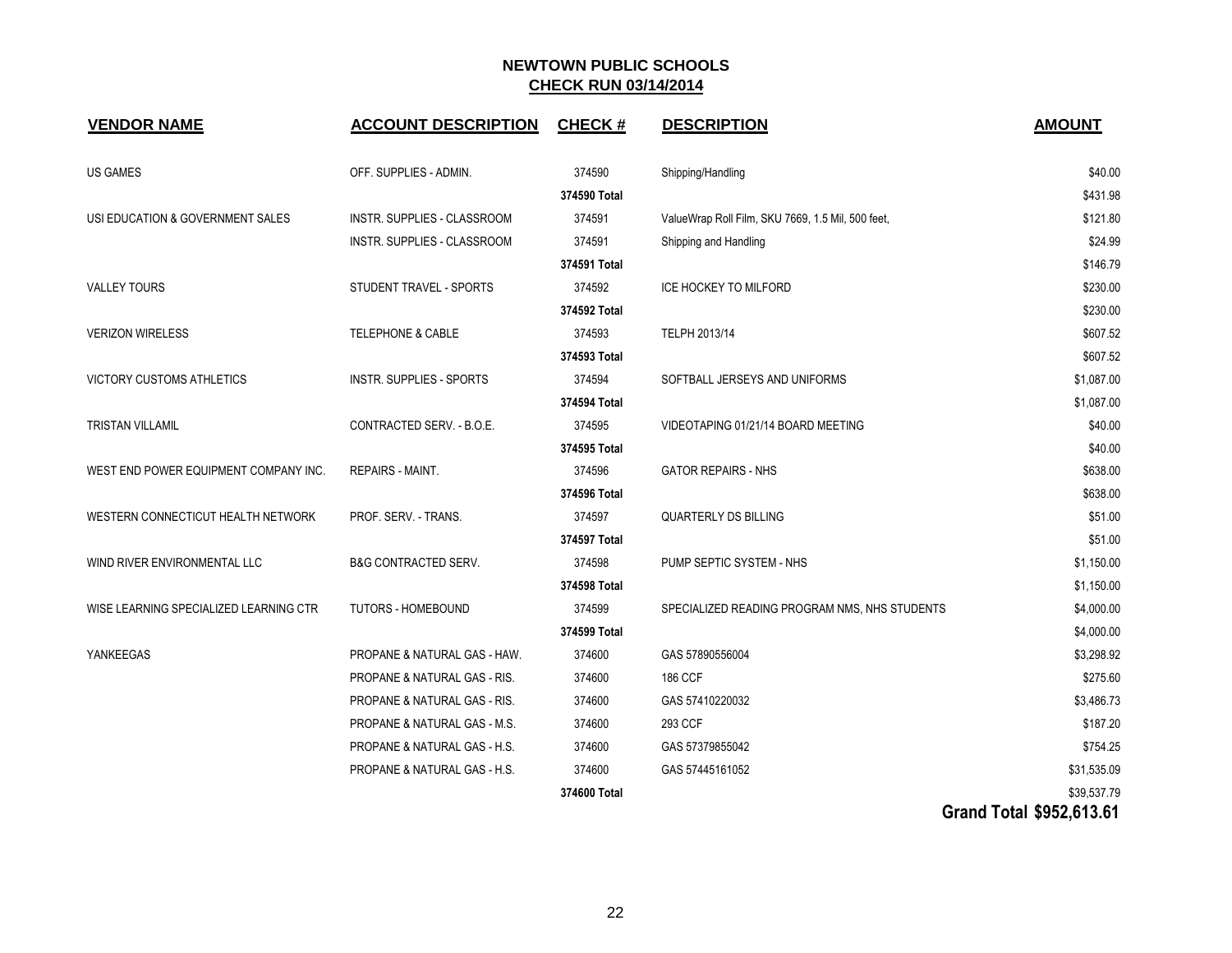**NEWTOWN PUBLIC SCHOOLS**
**CHECK RUN 03/14/2014**

| VENDOR NAME | ACCOUNT DESCRIPTION | CHECK # | DESCRIPTION | AMOUNT |
|---|---|---|---|---|
| US GAMES | OFF. SUPPLIES - ADMIN. | 374590 | Shipping/Handling | $40.00 |
| | | **374590 Total** | | $431.98 |
| USI EDUCATION & GOVERNMENT SALES | INSTR. SUPPLIES - CLASSROOM | 374591 | ValueWrap Roll Film, SKU 7669, 1.5 Mil, 500 feet, | $121.80 |
| | INSTR. SUPPLIES - CLASSROOM | 374591 | Shipping and Handling | $24.99 |
| | | **374591 Total** | | $146.79 |
| VALLEY TOURS | STUDENT TRAVEL - SPORTS | 374592 | ICE HOCKEY TO MILFORD | $230.00 |
| | | **374592 Total** | | $230.00 |
| VERIZON WIRELESS | TELEPHONE & CABLE | 374593 | TELPH 2013/14 | $607.52 |
| | | **374593 Total** | | $607.52 |
| VICTORY CUSTOMS ATHLETICS | INSTR. SUPPLIES - SPORTS | 374594 | SOFTBALL JERSEYS AND UNIFORMS | $1,087.00 |
| | | **374594 Total** | | $1,087.00 |
| TRISTAN VILLAMIL | CONTRACTED SERV. - B.O.E. | 374595 | VIDEOTAPING 01/21/14 BOARD MEETING | $40.00 |
| | | **374595 Total** | | $40.00 |
| WEST END POWER EQUIPMENT COMPANY INC. | REPAIRS - MAINT. | 374596 | GATOR REPAIRS - NHS | $638.00 |
| | | **374596 Total** | | $638.00 |
| WESTERN CONNECTICUT HEALTH NETWORK | PROF. SERV. - TRANS. | 374597 | QUARTERLY DS BILLING | $51.00 |
| | | **374597 Total** | | $51.00 |
| WIND RIVER ENVIRONMENTAL LLC | B&G CONTRACTED SERV. | 374598 | PUMP SEPTIC SYSTEM - NHS | $1,150.00 |
| | | **374598 Total** | | $1,150.00 |
| WISE LEARNING SPECIALIZED LEARNING CTR | TUTORS - HOMEBOUND | 374599 | SPECIALIZED READING PROGRAM NMS, NHS STUDENTS | $4,000.00 |
| | | **374599 Total** | | $4,000.00 |
| YANKEEGAS | PROPANE & NATURAL GAS - HAW. | 374600 | GAS 57890556004 | $3,298.92 |
| | PROPANE & NATURAL GAS - RIS. | 374600 | 186 CCF | $275.60 |
| | PROPANE & NATURAL GAS - RIS. | 374600 | GAS 57410220032 | $3,486.73 |
| | PROPANE & NATURAL GAS - M.S. | 374600 | 293 CCF | $187.20 |
| | PROPANE & NATURAL GAS - H.S. | 374600 | GAS 57379855042 | $754.25 |
| | PROPANE & NATURAL GAS - H.S. | 374600 | GAS 57445161052 | $31,535.09 |
| | | **374600 Total** | | $39,537.79 |
| | | | **Grand Total** | **$952,613.61** |